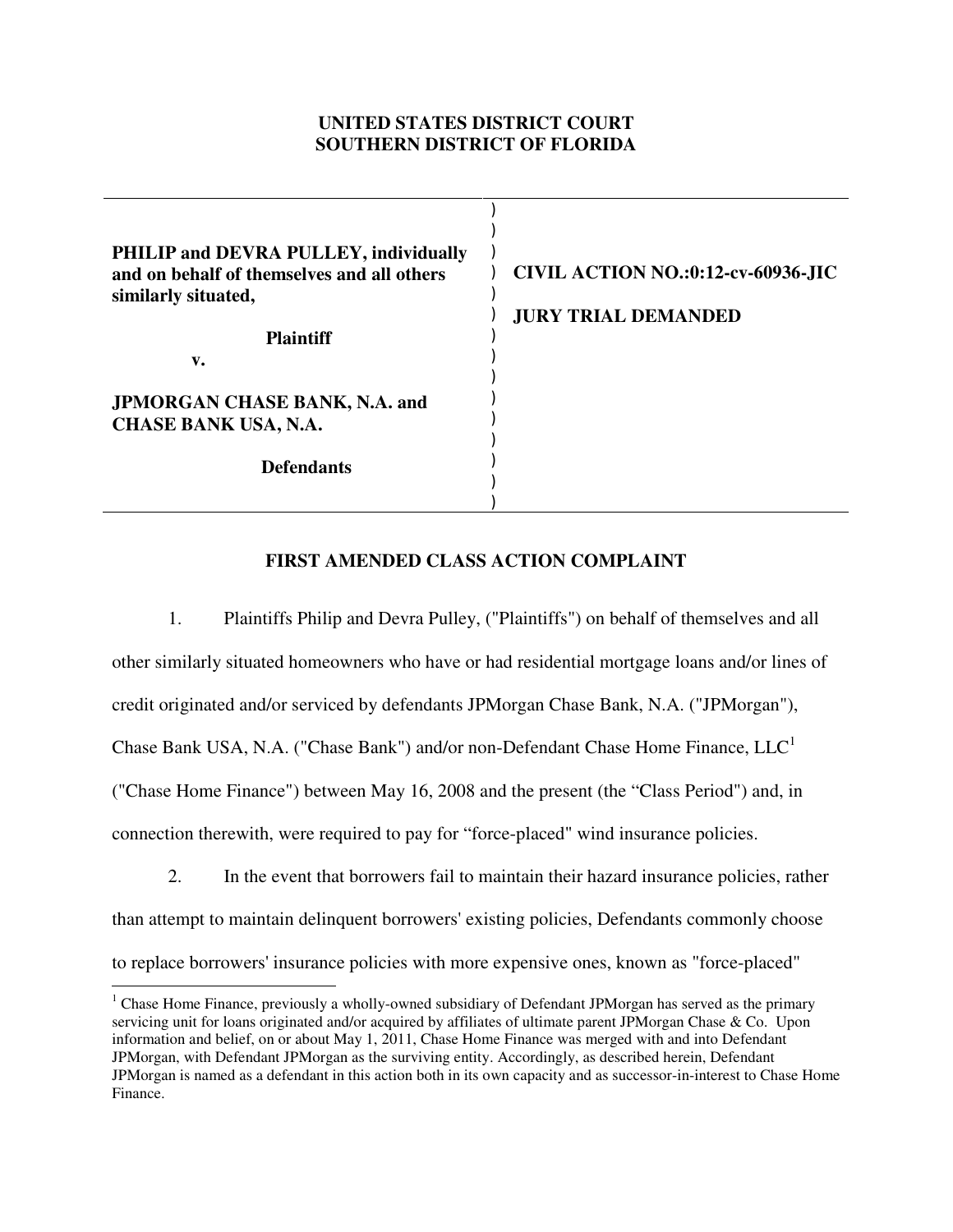**UNITED STATES DISTRICT COURT**
**SOUTHERN DISTRICT OF FLORIDA**

| | |
|---|---|
| **PHILIP and DEVRA PULLEY, individually and on behalf of themselves and all others similarly situated,** | **CIVIL ACTION NO.:0:12-cv-60936-JIC** |
| **Plaintiff** | **JURY TRIAL DEMANDED** |
| **v.** | |
| **JPMORGAN CHASE BANK, N.A. and CHASE BANK USA, N.A.** | |
| **Defendants** | |

**FIRST AMENDED CLASS ACTION COMPLAINT**

1. Plaintiffs Philip and Devra Pulley, ("Plaintiffs") on behalf of themselves and all other similarly situated homeowners who have or had residential mortgage loans and/or lines of credit originated and/or serviced by defendants JPMorgan Chase Bank, N.A. ("JPMorgan"), Chase Bank USA, N.A. ("Chase Bank") and/or non-Defendant Chase Home Finance, LLC[1] ("Chase Home Finance") between May 16, 2008 and the present (the "Class Period") and, in connection therewith, were required to pay for "force-placed" wind insurance policies.

2. In the event that borrowers fail to maintain their hazard insurance policies, rather than attempt to maintain delinquent borrowers' existing policies, Defendants commonly choose to replace borrowers' insurance policies with more expensive ones, known as "force-placed"

[1] Chase Home Finance, previously a wholly-owned subsidiary of Defendant JPMorgan has served as the primary servicing unit for loans originated and/or acquired by affiliates of ultimate parent JPMorgan Chase & Co. Upon information and belief, on or about May 1, 2011, Chase Home Finance was merged with and into Defendant JPMorgan, with Defendant JPMorgan as the surviving entity. Accordingly, as described herein, Defendant JPMorgan is named as a defendant in this action both in its own capacity and as successor-in-interest to Chase Home Finance.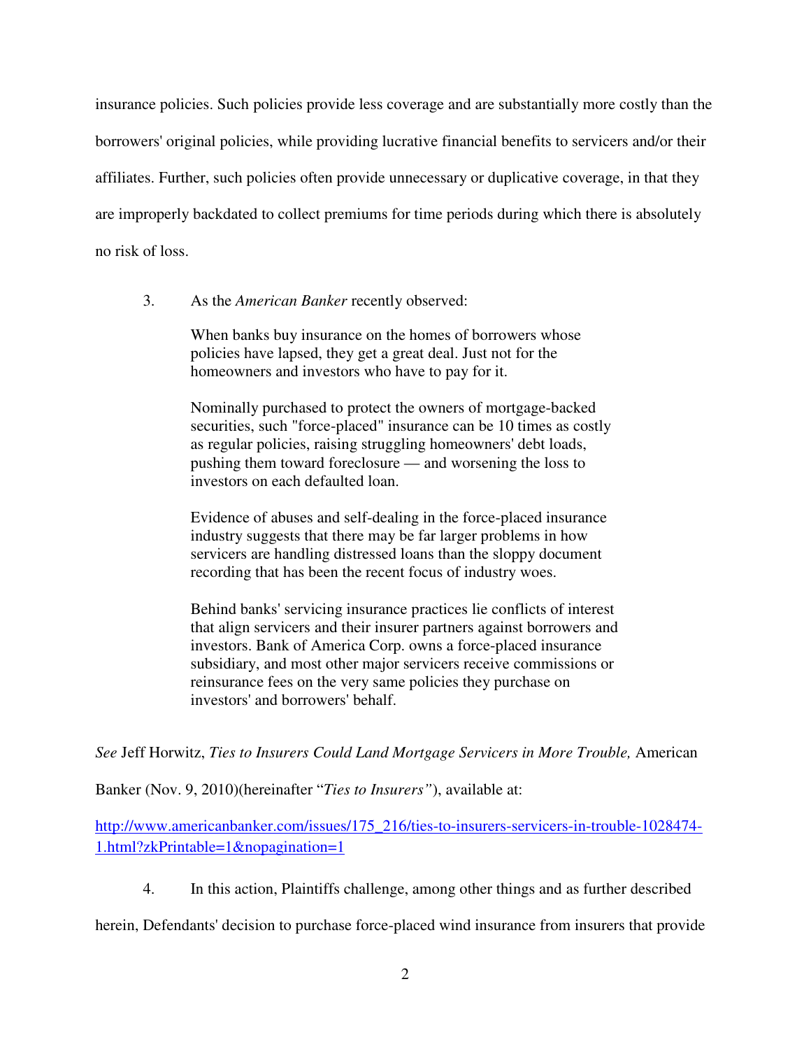insurance policies. Such policies provide less coverage and are substantially more costly than the borrowers' original policies, while providing lucrative financial benefits to servicers and/or their affiliates. Further, such policies often provide unnecessary or duplicative coverage, in that they are improperly backdated to collect premiums for time periods during which there is absolutely no risk of loss.

3. As the *American Banker* recently observed:

> When banks buy insurance on the homes of borrowers whose policies have lapsed, they get a great deal. Just not for the homeowners and investors who have to pay for it.
>
> Nominally purchased to protect the owners of mortgage-backed securities, such "force-placed" insurance can be 10 times as costly as regular policies, raising struggling homeowners' debt loads, pushing them toward foreclosure — and worsening the loss to investors on each defaulted loan.
>
> Evidence of abuses and self-dealing in the force-placed insurance industry suggests that there may be far larger problems in how servicers are handling distressed loans than the sloppy document recording that has been the recent focus of industry woes.
>
> Behind banks' servicing insurance practices lie conflicts of interest that align servicers and their insurer partners against borrowers and investors. Bank of America Corp. owns a force-placed insurance subsidiary, and most other major servicers receive commissions or reinsurance fees on the very same policies they purchase on investors' and borrowers' behalf.

*See* Jeff Horwitz, *Ties to Insurers Could Land Mortgage Servicers in More Trouble,* American Banker (Nov. 9, 2010)(hereinafter "*Ties to Insurers"*), available at: http://www.americanbanker.com/issues/175_216/ties-to-insurers-servicers-in-trouble-1028474-1.html?zkPrintable=1&nopagination=1

4. In this action, Plaintiffs challenge, among other things and as further described herein, Defendants' decision to purchase force-placed wind insurance from insurers that provide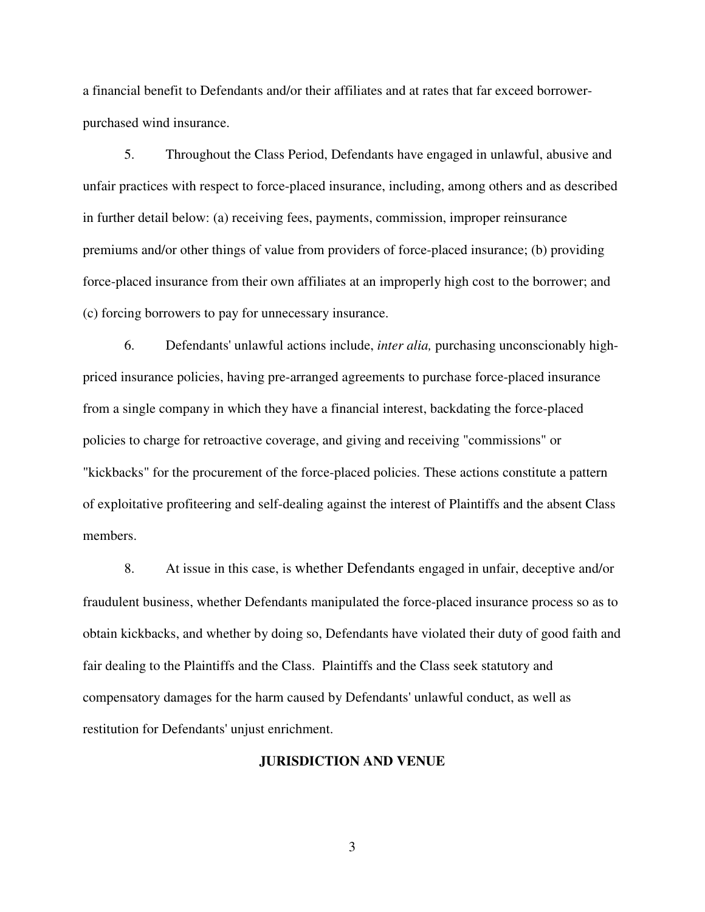a financial benefit to Defendants and/or their affiliates and at rates that far exceed borrower-purchased wind insurance.

5. Throughout the Class Period, Defendants have engaged in unlawful, abusive and unfair practices with respect to force-placed insurance, including, among others and as described in further detail below: (a) receiving fees, payments, commission, improper reinsurance premiums and/or other things of value from providers of force-placed insurance; (b) providing force-placed insurance from their own affiliates at an improperly high cost to the borrower; and (c) forcing borrowers to pay for unnecessary insurance.

6. Defendants' unlawful actions include, *inter alia,* purchasing unconscionably high-priced insurance policies, having pre-arranged agreements to purchase force-placed insurance from a single company in which they have a financial interest, backdating the force-placed policies to charge for retroactive coverage, and giving and receiving "commissions" or "kickbacks" for the procurement of the force-placed policies. These actions constitute a pattern of exploitative profiteering and self-dealing against the interest of Plaintiffs and the absent Class members.

8. At issue in this case, is whether Defendants engaged in unfair, deceptive and/or fraudulent business, whether Defendants manipulated the force-placed insurance process so as to obtain kickbacks, and whether by doing so, Defendants have violated their duty of good faith and fair dealing to the Plaintiffs and the Class. Plaintiffs and the Class seek statutory and compensatory damages for the harm caused by Defendants' unlawful conduct, as well as restitution for Defendants' unjust enrichment.

## JURISDICTION AND VENUE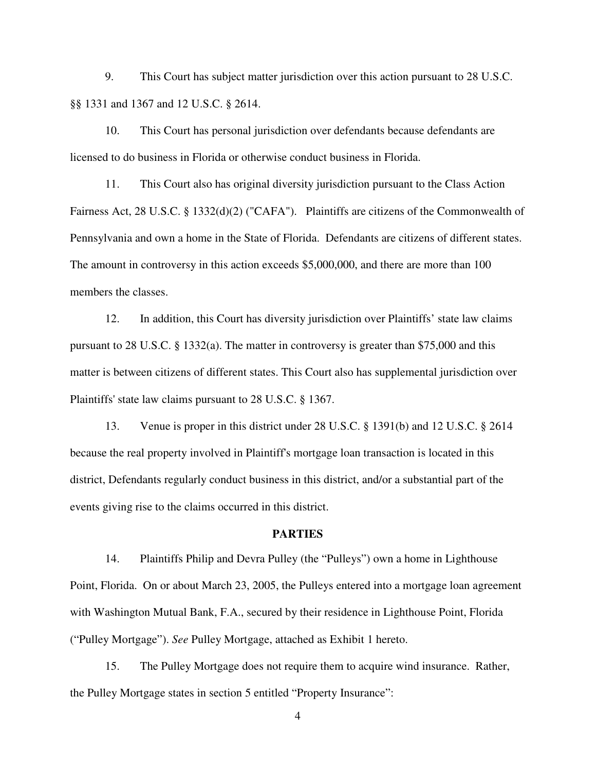9. This Court has subject matter jurisdiction over this action pursuant to 28 U.S.C. §§ 1331 and 1367 and 12 U.S.C. § 2614.

10. This Court has personal jurisdiction over defendants because defendants are licensed to do business in Florida or otherwise conduct business in Florida.

11. This Court also has original diversity jurisdiction pursuant to the Class Action Fairness Act, 28 U.S.C. § 1332(d)(2) ("CAFA"). Plaintiffs are citizens of the Commonwealth of Pennsylvania and own a home in the State of Florida. Defendants are citizens of different states. The amount in controversy in this action exceeds $5,000,000, and there are more than 100 members the classes.

12. In addition, this Court has diversity jurisdiction over Plaintiffs' state law claims pursuant to 28 U.S.C. § 1332(a). The matter in controversy is greater than $75,000 and this matter is between citizens of different states. This Court also has supplemental jurisdiction over Plaintiffs' state law claims pursuant to 28 U.S.C. § 1367.

13. Venue is proper in this district under 28 U.S.C. § 1391(b) and 12 U.S.C. § 2614 because the real property involved in Plaintiff's mortgage loan transaction is located in this district, Defendants regularly conduct business in this district, and/or a substantial part of the events giving rise to the claims occurred in this district.

## PARTIES

14. Plaintiffs Philip and Devra Pulley (the "Pulleys") own a home in Lighthouse Point, Florida. On or about March 23, 2005, the Pulleys entered into a mortgage loan agreement with Washington Mutual Bank, F.A., secured by their residence in Lighthouse Point, Florida ("Pulley Mortgage"). *See* Pulley Mortgage, attached as Exhibit 1 hereto.

15. The Pulley Mortgage does not require them to acquire wind insurance. Rather, the Pulley Mortgage states in section 5 entitled "Property Insurance":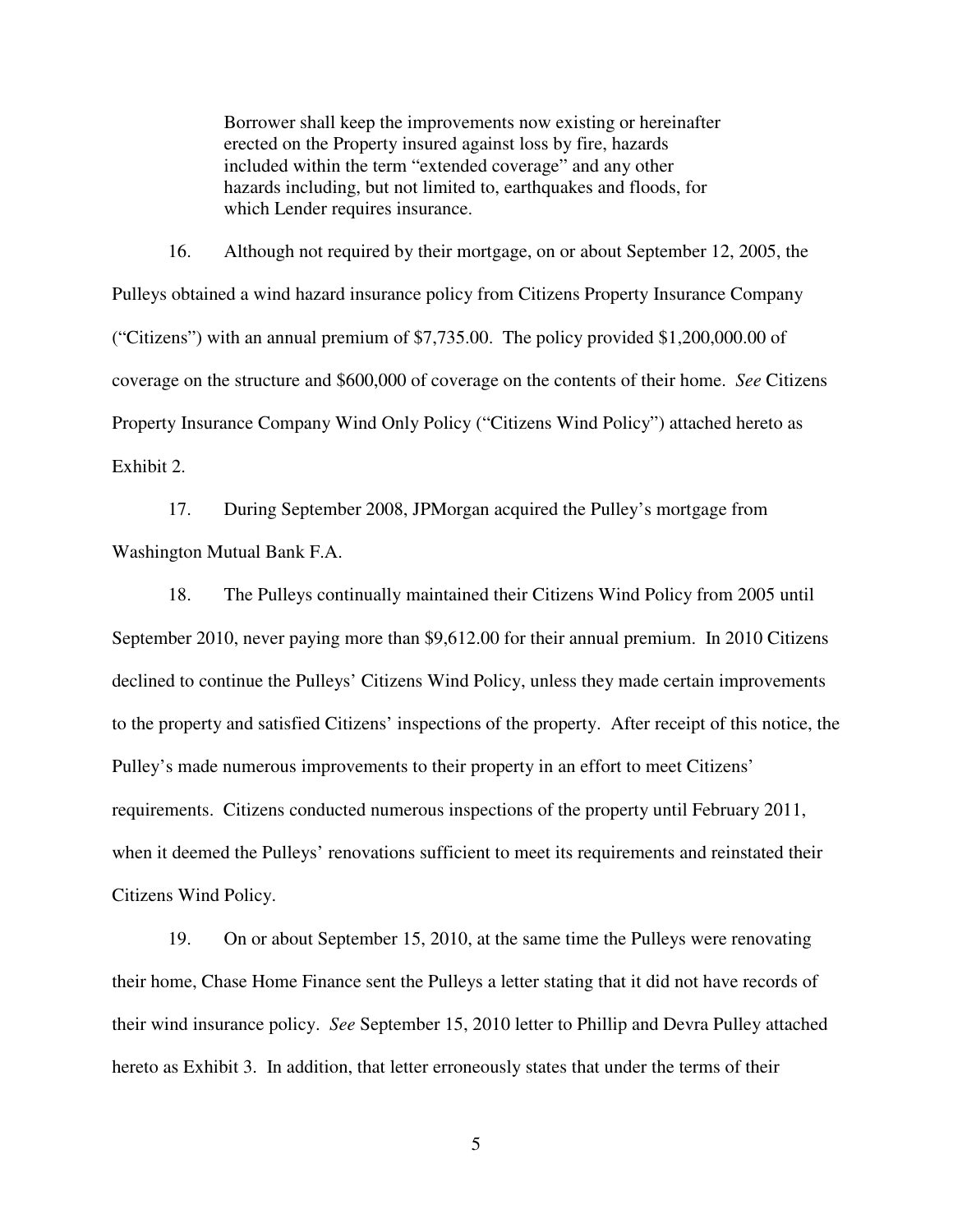> Borrower shall keep the improvements now existing or hereinafter erected on the Property insured against loss by fire, hazards included within the term "extended coverage" and any other hazards including, but not limited to, earthquakes and floods, for which Lender requires insurance.

16. Although not required by their mortgage, on or about September 12, 2005, the Pulleys obtained a wind hazard insurance policy from Citizens Property Insurance Company ("Citizens") with an annual premium of $7,735.00. The policy provided $1,200,000.00 of coverage on the structure and $600,000 of coverage on the contents of their home. *See* Citizens Property Insurance Company Wind Only Policy ("Citizens Wind Policy") attached hereto as Exhibit 2.

17. During September 2008, JPMorgan acquired the Pulley's mortgage from Washington Mutual Bank F.A.

18. The Pulleys continually maintained their Citizens Wind Policy from 2005 until September 2010, never paying more than $9,612.00 for their annual premium. In 2010 Citizens declined to continue the Pulleys' Citizens Wind Policy, unless they made certain improvements to the property and satisfied Citizens' inspections of the property. After receipt of this notice, the Pulley's made numerous improvements to their property in an effort to meet Citizens' requirements. Citizens conducted numerous inspections of the property until February 2011, when it deemed the Pulleys' renovations sufficient to meet its requirements and reinstated their Citizens Wind Policy.

19. On or about September 15, 2010, at the same time the Pulleys were renovating their home, Chase Home Finance sent the Pulleys a letter stating that it did not have records of their wind insurance policy. *See* September 15, 2010 letter to Phillip and Devra Pulley attached hereto as Exhibit 3. In addition, that letter erroneously states that under the terms of their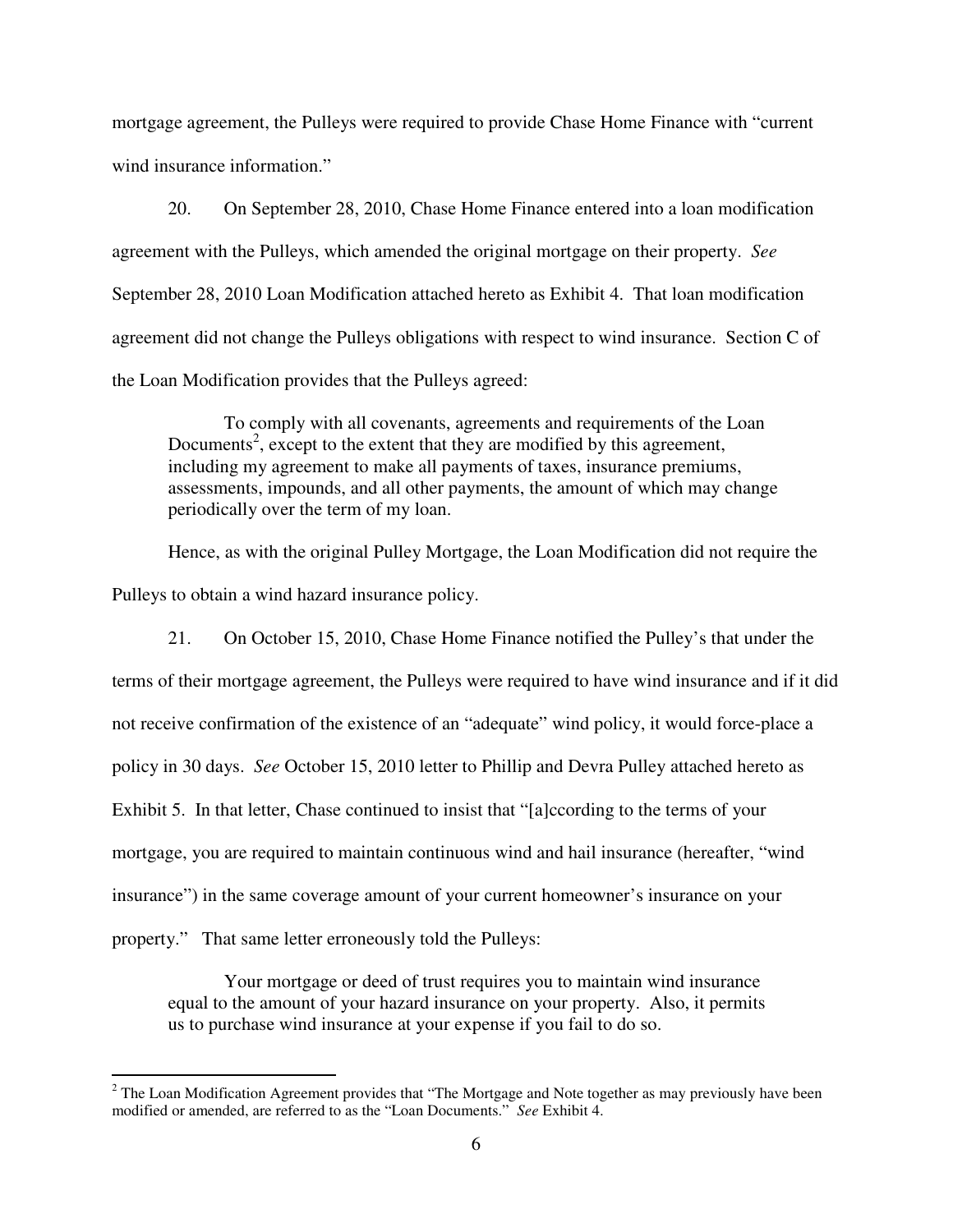mortgage agreement, the Pulleys were required to provide Chase Home Finance with "current wind insurance information."

20. On September 28, 2010, Chase Home Finance entered into a loan modification agreement with the Pulleys, which amended the original mortgage on their property. *See* September 28, 2010 Loan Modification attached hereto as Exhibit 4. That loan modification agreement did not change the Pulleys obligations with respect to wind insurance. Section C of the Loan Modification provides that the Pulleys agreed:

> To comply with all covenants, agreements and requirements of the Loan Documents[2], except to the extent that they are modified by this agreement, including my agreement to make all payments of taxes, insurance premiums, assessments, impounds, and all other payments, the amount of which may change periodically over the term of my loan.

Hence, as with the original Pulley Mortgage, the Loan Modification did not require the Pulleys to obtain a wind hazard insurance policy.

21. On October 15, 2010, Chase Home Finance notified the Pulley's that under the terms of their mortgage agreement, the Pulleys were required to have wind insurance and if it did not receive confirmation of the existence of an "adequate" wind policy, it would force-place a policy in 30 days. *See* October 15, 2010 letter to Phillip and Devra Pulley attached hereto as Exhibit 5. In that letter, Chase continued to insist that "[a]ccording to the terms of your mortgage, you are required to maintain continuous wind and hail insurance (hereafter, "wind insurance") in the same coverage amount of your current homeowner's insurance on your property." That same letter erroneously told the Pulleys:

> Your mortgage or deed of trust requires you to maintain wind insurance equal to the amount of your hazard insurance on your property. Also, it permits us to purchase wind insurance at your expense if you fail to do so.

---

[2] The Loan Modification Agreement provides that "The Mortgage and Note together as may previously have been modified or amended, are referred to as the "Loan Documents." *See* Exhibit 4.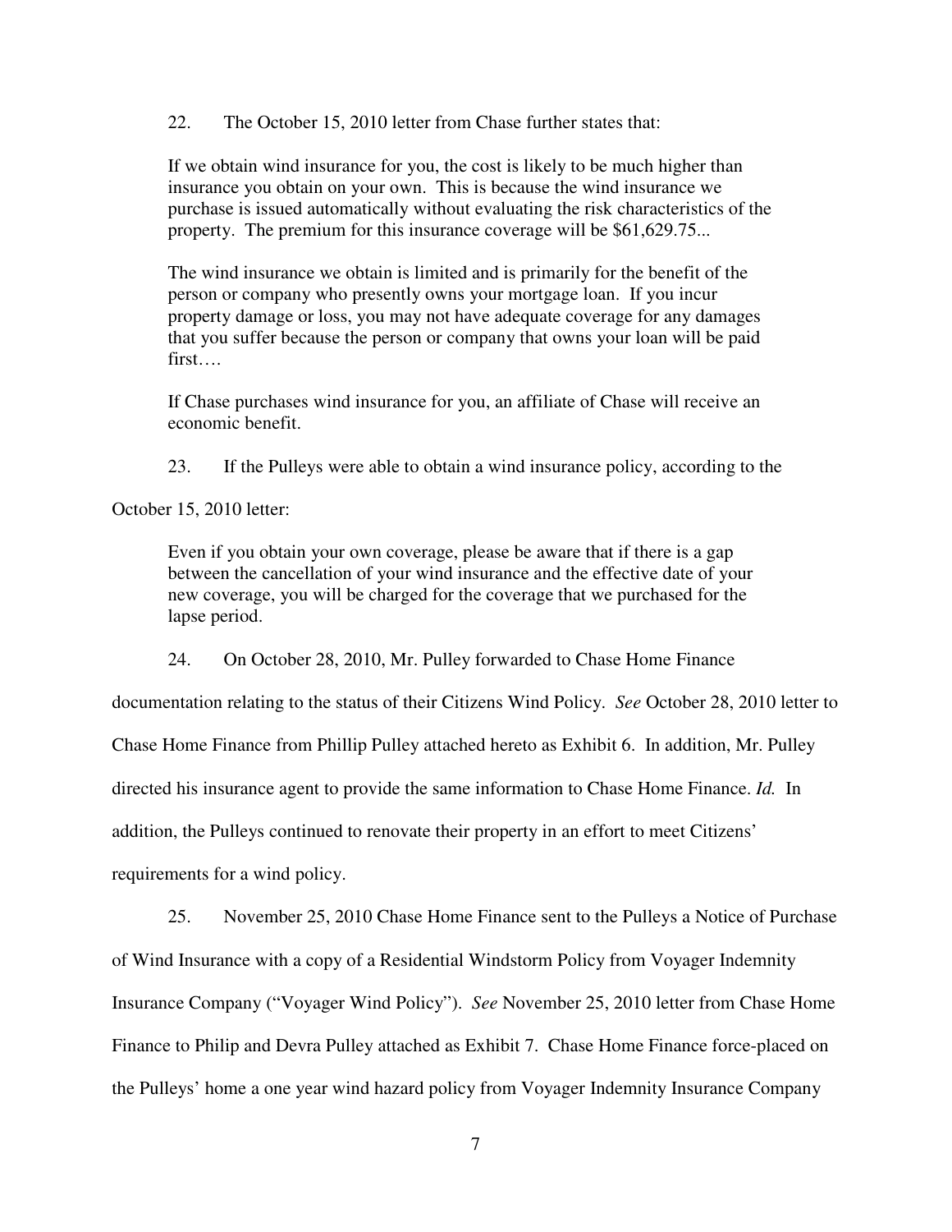22. The October 15, 2010 letter from Chase further states that:

> If we obtain wind insurance for you, the cost is likely to be much higher than insurance you obtain on your own. This is because the wind insurance we purchase is issued automatically without evaluating the risk characteristics of the property. The premium for this insurance coverage will be $61,629.75...
>
> The wind insurance we obtain is limited and is primarily for the benefit of the person or company who presently owns your mortgage loan. If you incur property damage or loss, you may not have adequate coverage for any damages that you suffer because the person or company that owns your loan will be paid first….
>
> If Chase purchases wind insurance for you, an affiliate of Chase will receive an economic benefit.

23. If the Pulleys were able to obtain a wind insurance policy, according to the October 15, 2010 letter:

> Even if you obtain your own coverage, please be aware that if there is a gap between the cancellation of your wind insurance and the effective date of your new coverage, you will be charged for the coverage that we purchased for the lapse period.

24. On October 28, 2010, Mr. Pulley forwarded to Chase Home Finance documentation relating to the status of their Citizens Wind Policy. *See* October 28, 2010 letter to Chase Home Finance from Phillip Pulley attached hereto as Exhibit 6. In addition, Mr. Pulley directed his insurance agent to provide the same information to Chase Home Finance. *Id.* In addition, the Pulleys continued to renovate their property in an effort to meet Citizens' requirements for a wind policy.

25. November 25, 2010 Chase Home Finance sent to the Pulleys a Notice of Purchase of Wind Insurance with a copy of a Residential Windstorm Policy from Voyager Indemnity Insurance Company ("Voyager Wind Policy"). *See* November 25, 2010 letter from Chase Home Finance to Philip and Devra Pulley attached as Exhibit 7. Chase Home Finance force-placed on the Pulleys' home a one year wind hazard policy from Voyager Indemnity Insurance Company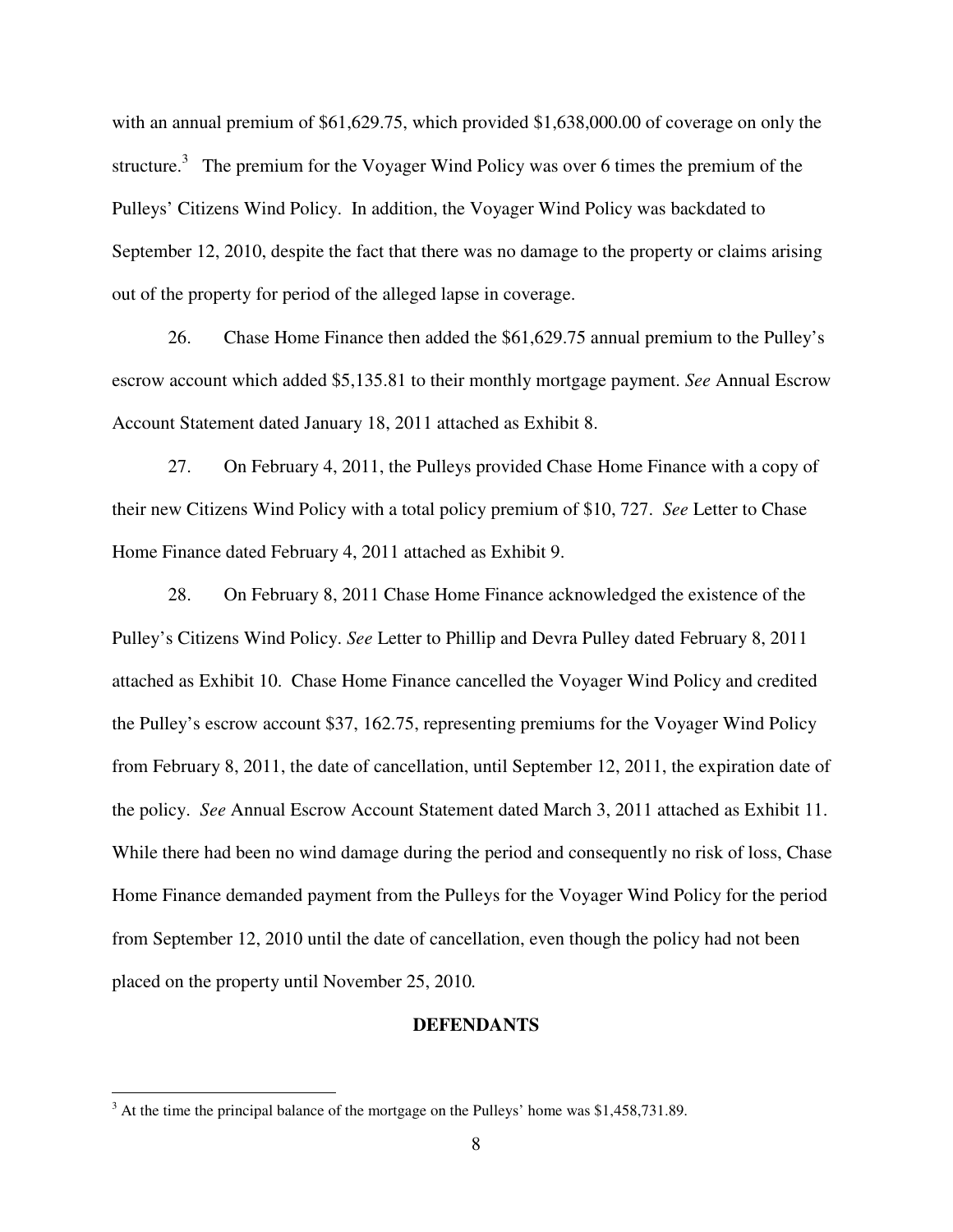with an annual premium of $61,629.75, which provided $1,638,000.00 of coverage on only the structure.[3] The premium for the Voyager Wind Policy was over 6 times the premium of the Pulleys' Citizens Wind Policy. In addition, the Voyager Wind Policy was backdated to September 12, 2010, despite the fact that there was no damage to the property or claims arising out of the property for period of the alleged lapse in coverage.

26. Chase Home Finance then added the $61,629.75 annual premium to the Pulley's escrow account which added $5,135.81 to their monthly mortgage payment. *See* Annual Escrow Account Statement dated January 18, 2011 attached as Exhibit 8.

27. On February 4, 2011, the Pulleys provided Chase Home Finance with a copy of their new Citizens Wind Policy with a total policy premium of $10, 727. *See* Letter to Chase Home Finance dated February 4, 2011 attached as Exhibit 9.

28. On February 8, 2011 Chase Home Finance acknowledged the existence of the Pulley's Citizens Wind Policy. *See* Letter to Phillip and Devra Pulley dated February 8, 2011 attached as Exhibit 10. Chase Home Finance cancelled the Voyager Wind Policy and credited the Pulley's escrow account $37, 162.75, representing premiums for the Voyager Wind Policy from February 8, 2011, the date of cancellation, until September 12, 2011, the expiration date of the policy. *See* Annual Escrow Account Statement dated March 3, 2011 attached as Exhibit 11. While there had been no wind damage during the period and consequently no risk of loss, Chase Home Finance demanded payment from the Pulleys for the Voyager Wind Policy for the period from September 12, 2010 until the date of cancellation, even though the policy had not been placed on the property until November 25, 2010.

## DEFENDANTS

[3] At the time the principal balance of the mortgage on the Pulleys' home was $1,458,731.89.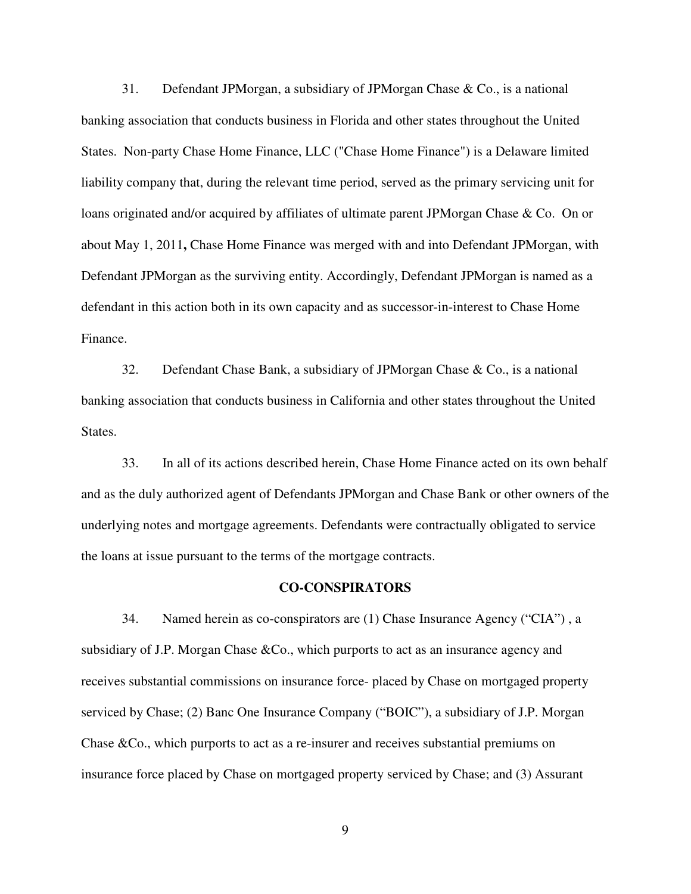31. Defendant JPMorgan, a subsidiary of JPMorgan Chase & Co., is a national banking association that conducts business in Florida and other states throughout the United States. Non-party Chase Home Finance, LLC ("Chase Home Finance") is a Delaware limited liability company that, during the relevant time period, served as the primary servicing unit for loans originated and/or acquired by affiliates of ultimate parent JPMorgan Chase & Co. On or about May 1, 2011**,** Chase Home Finance was merged with and into Defendant JPMorgan, with Defendant JPMorgan as the surviving entity. Accordingly, Defendant JPMorgan is named as a defendant in this action both in its own capacity and as successor-in-interest to Chase Home Finance.

32. Defendant Chase Bank, a subsidiary of JPMorgan Chase & Co., is a national banking association that conducts business in California and other states throughout the United States.

33. In all of its actions described herein, Chase Home Finance acted on its own behalf and as the duly authorized agent of Defendants JPMorgan and Chase Bank or other owners of the underlying notes and mortgage agreements. Defendants were contractually obligated to service the loans at issue pursuant to the terms of the mortgage contracts.

## CO-CONSPIRATORS

34. Named herein as co-conspirators are (1) Chase Insurance Agency ("CIA") , a subsidiary of J.P. Morgan Chase &Co., which purports to act as an insurance agency and receives substantial commissions on insurance force- placed by Chase on mortgaged property serviced by Chase; (2) Banc One Insurance Company ("BOIC"), a subsidiary of J.P. Morgan Chase &Co., which purports to act as a re-insurer and receives substantial premiums on insurance force placed by Chase on mortgaged property serviced by Chase; and (3) Assurant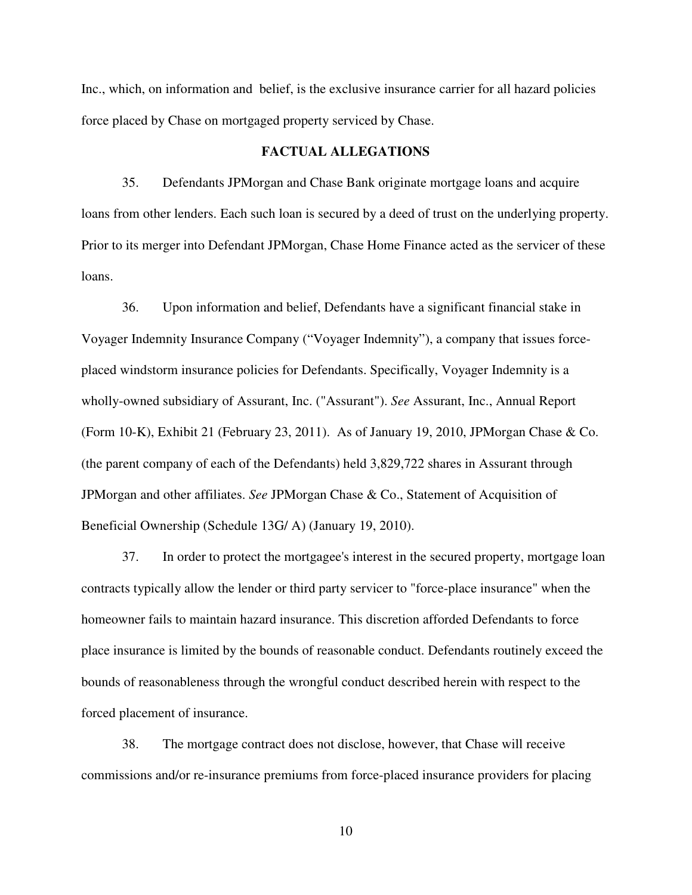Inc., which, on information and belief, is the exclusive insurance carrier for all hazard policies force placed by Chase on mortgaged property serviced by Chase.

## FACTUAL ALLEGATIONS

35. Defendants JPMorgan and Chase Bank originate mortgage loans and acquire loans from other lenders. Each such loan is secured by a deed of trust on the underlying property. Prior to its merger into Defendant JPMorgan, Chase Home Finance acted as the servicer of these loans.

36. Upon information and belief, Defendants have a significant financial stake in Voyager Indemnity Insurance Company ("Voyager Indemnity"), a company that issues force-placed windstorm insurance policies for Defendants. Specifically, Voyager Indemnity is a wholly-owned subsidiary of Assurant, Inc. ("Assurant"). *See* Assurant, Inc., Annual Report (Form 10-K), Exhibit 21 (February 23, 2011). As of January 19, 2010, JPMorgan Chase & Co. (the parent company of each of the Defendants) held 3,829,722 shares in Assurant through JPMorgan and other affiliates. *See* JPMorgan Chase & Co., Statement of Acquisition of Beneficial Ownership (Schedule 13G/ A) (January 19, 2010).

37. In order to protect the mortgagee's interest in the secured property, mortgage loan contracts typically allow the lender or third party servicer to "force-place insurance" when the homeowner fails to maintain hazard insurance. This discretion afforded Defendants to force place insurance is limited by the bounds of reasonable conduct. Defendants routinely exceed the bounds of reasonableness through the wrongful conduct described herein with respect to the forced placement of insurance.

38. The mortgage contract does not disclose, however, that Chase will receive commissions and/or re-insurance premiums from force-placed insurance providers for placing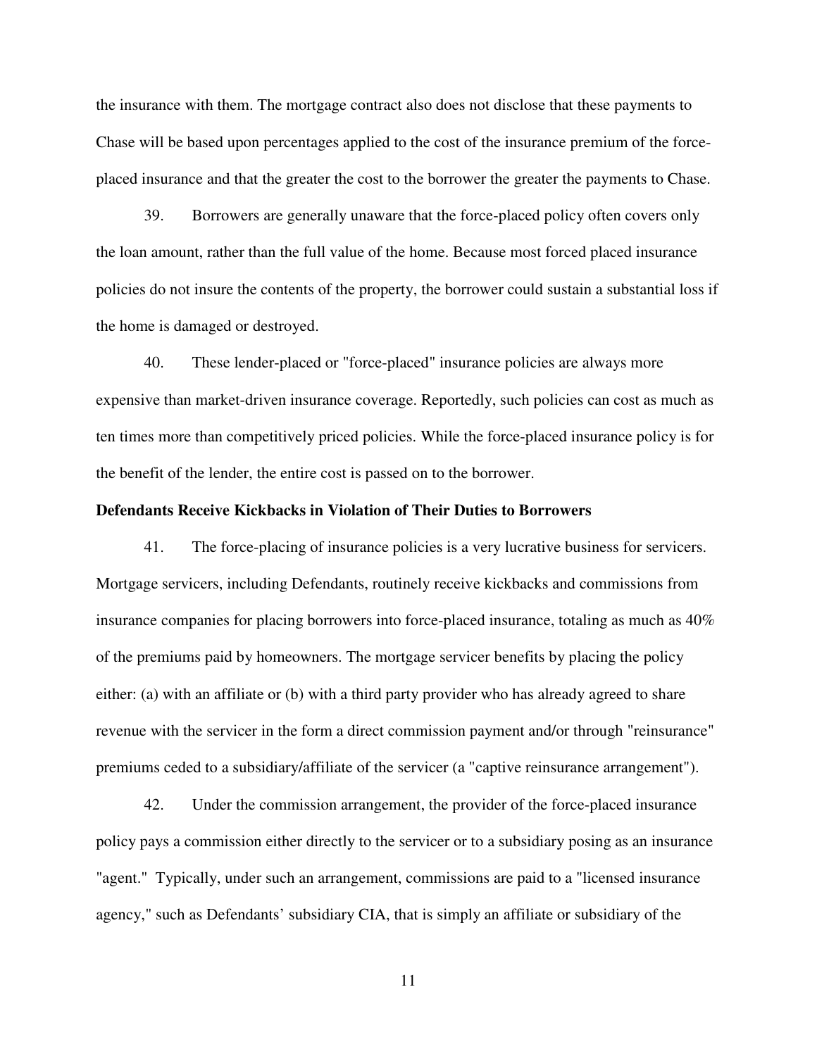the insurance with them. The mortgage contract also does not disclose that these payments to Chase will be based upon percentages applied to the cost of the insurance premium of the force-placed insurance and that the greater the cost to the borrower the greater the payments to Chase.

39. Borrowers are generally unaware that the force-placed policy often covers only the loan amount, rather than the full value of the home. Because most forced placed insurance policies do not insure the contents of the property, the borrower could sustain a substantial loss if the home is damaged or destroyed.

40. These lender-placed or "force-placed" insurance policies are always more expensive than market-driven insurance coverage. Reportedly, such policies can cost as much as ten times more than competitively priced policies. While the force-placed insurance policy is for the benefit of the lender, the entire cost is passed on to the borrower.

**Defendants Receive Kickbacks in Violation of Their Duties to Borrowers**

41. The force-placing of insurance policies is a very lucrative business for servicers. Mortgage servicers, including Defendants, routinely receive kickbacks and commissions from insurance companies for placing borrowers into force-placed insurance, totaling as much as 40% of the premiums paid by homeowners. The mortgage servicer benefits by placing the policy either: (a) with an affiliate or (b) with a third party provider who has already agreed to share revenue with the servicer in the form a direct commission payment and/or through "reinsurance" premiums ceded to a subsidiary/affiliate of the servicer (a "captive reinsurance arrangement").

42. Under the commission arrangement, the provider of the force-placed insurance policy pays a commission either directly to the servicer or to a subsidiary posing as an insurance "agent." Typically, under such an arrangement, commissions are paid to a "licensed insurance agency," such as Defendants' subsidiary CIA, that is simply an affiliate or subsidiary of the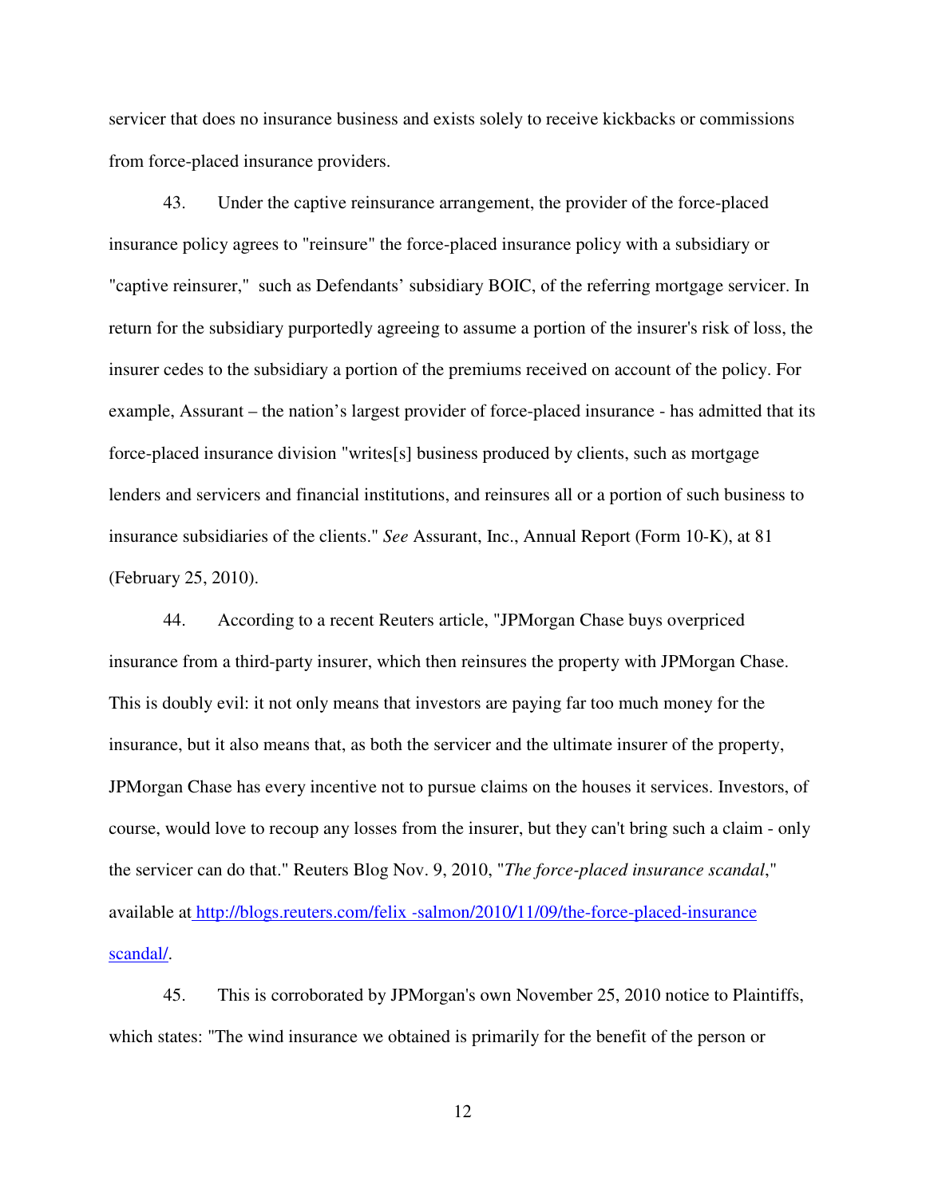servicer that does no insurance business and exists solely to receive kickbacks or commissions from force-placed insurance providers.

43. Under the captive reinsurance arrangement, the provider of the force-placed insurance policy agrees to "reinsure" the force-placed insurance policy with a subsidiary or "captive reinsurer," such as Defendants' subsidiary BOIC, of the referring mortgage servicer. In return for the subsidiary purportedly agreeing to assume a portion of the insurer's risk of loss, the insurer cedes to the subsidiary a portion of the premiums received on account of the policy. For example, Assurant – the nation's largest provider of force-placed insurance - has admitted that its force-placed insurance division "writes[s] business produced by clients, such as mortgage lenders and servicers and financial institutions, and reinsures all or a portion of such business to insurance subsidiaries of the clients." *See* Assurant, Inc., Annual Report (Form 10-K), at 81 (February 25, 2010).

44. According to a recent Reuters article, "JPMorgan Chase buys overpriced insurance from a third-party insurer, which then reinsures the property with JPMorgan Chase. This is doubly evil: it not only means that investors are paying far too much money for the insurance, but it also means that, as both the servicer and the ultimate insurer of the property, JPMorgan Chase has every incentive not to pursue claims on the houses it services. Investors, of course, would love to recoup any losses from the insurer, but they can't bring such a claim - only the servicer can do that." Reuters Blog Nov. 9, 2010, "*The force-placed insurance scandal*," available at http://blogs.reuters.com/felix -salmon/2010/11/09/the-force-placed-insurance scandal/.

45. This is corroborated by JPMorgan's own November 25, 2010 notice to Plaintiffs, which states: "The wind insurance we obtained is primarily for the benefit of the person or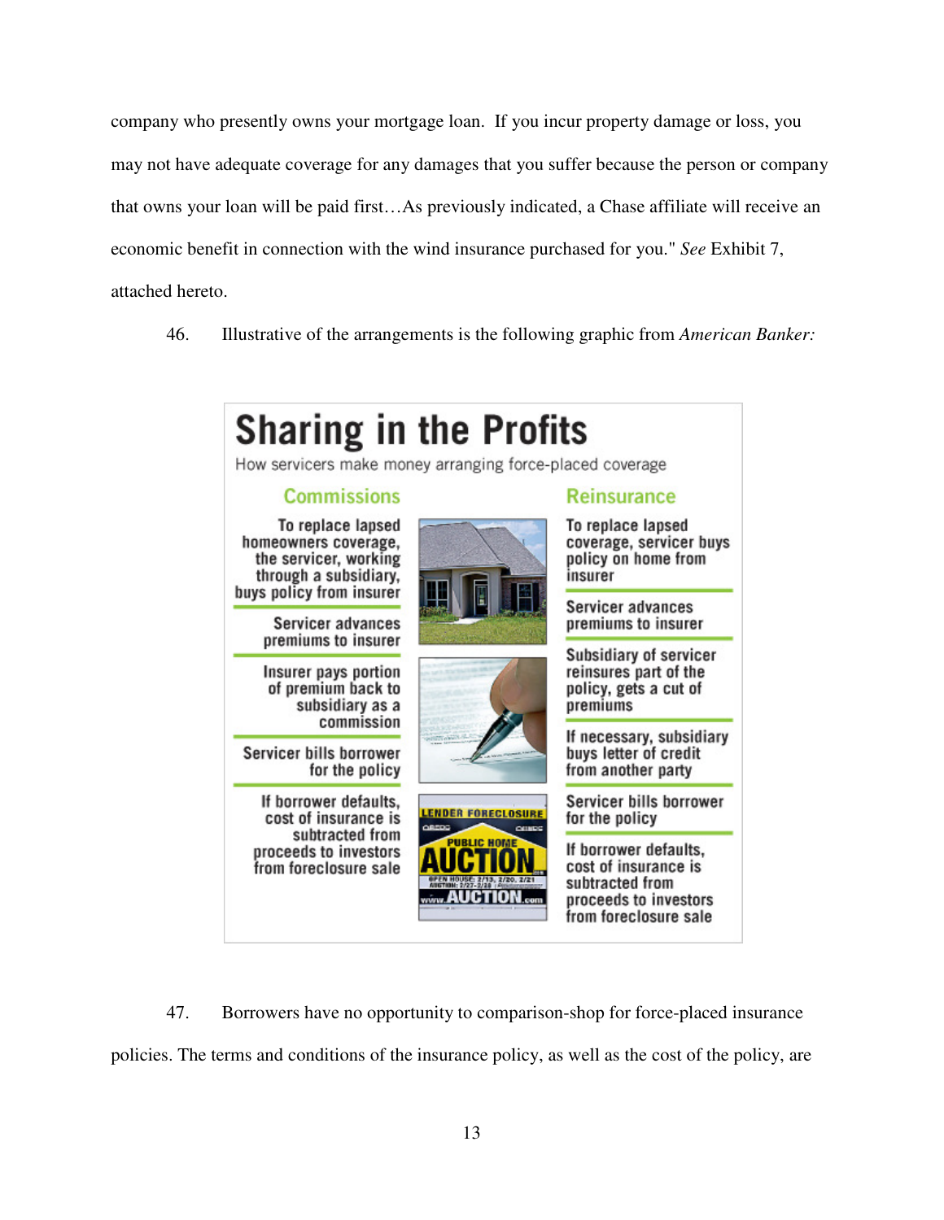company who presently owns your mortgage loan. If you incur property damage or loss, you may not have adequate coverage for any damages that you suffer because the person or company that owns your loan will be paid first…As previously indicated, a Chase affiliate will receive an economic benefit in connection with the wind insurance purchased for you." *See* Exhibit 7, attached hereto.

46. Illustrative of the arrangements is the following graphic from *American Banker:*

**Sharing in the Profits**

How servicers make money arranging force-placed coverage

**Commissions**

- To replace lapsed homeowners coverage, the servicer, working through a subsidiary, buys policy from insurer
- Servicer advances premiums to insurer
- Insurer pays portion of premium back to subsidiary as a commission
- Servicer bills borrower for the policy
- If borrower defaults, cost of insurance is subtracted from proceeds to investors from foreclosure sale

**Reinsurance**

- To replace lapsed coverage, servicer buys policy on home from insurer
- Servicer advances premiums to insurer
- Subsidiary of servicer reinsures part of the policy, gets a cut of premiums
- If necessary, subsidiary buys letter of credit from another party
- Servicer bills borrower for the policy
- If borrower defaults, cost of insurance is subtracted from proceeds to investors from foreclosure sale

47. Borrowers have no opportunity to comparison-shop for force-placed insurance policies. The terms and conditions of the insurance policy, as well as the cost of the policy, are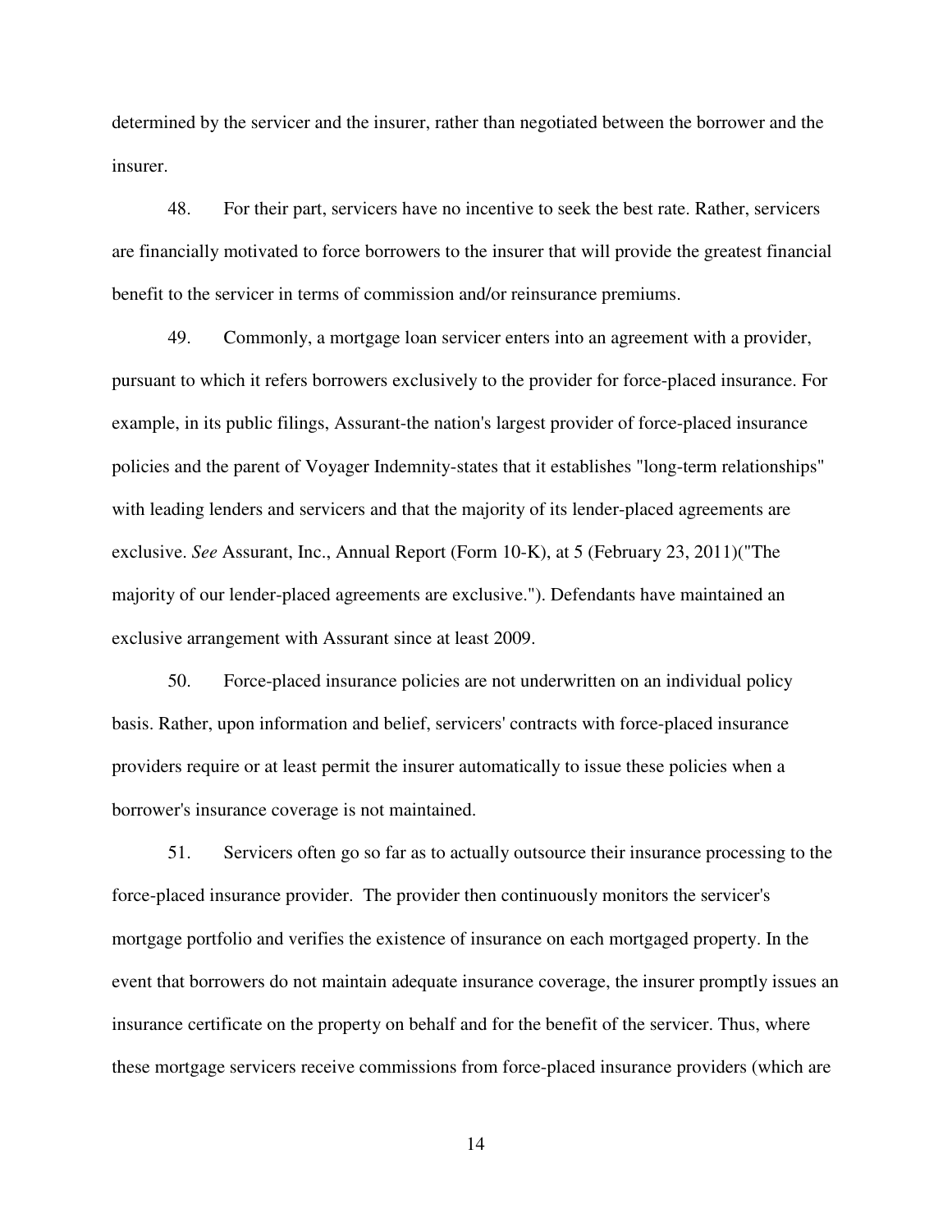determined by the servicer and the insurer, rather than negotiated between the borrower and the insurer.

48. For their part, servicers have no incentive to seek the best rate. Rather, servicers are financially motivated to force borrowers to the insurer that will provide the greatest financial benefit to the servicer in terms of commission and/or reinsurance premiums.

49. Commonly, a mortgage loan servicer enters into an agreement with a provider, pursuant to which it refers borrowers exclusively to the provider for force-placed insurance. For example, in its public filings, Assurant-the nation's largest provider of force-placed insurance policies and the parent of Voyager Indemnity-states that it establishes "long-term relationships" with leading lenders and servicers and that the majority of its lender-placed agreements are exclusive. *See* Assurant, Inc., Annual Report (Form 10-K), at 5 (February 23, 2011)("The majority of our lender-placed agreements are exclusive."). Defendants have maintained an exclusive arrangement with Assurant since at least 2009.

50. Force-placed insurance policies are not underwritten on an individual policy basis. Rather, upon information and belief, servicers' contracts with force-placed insurance providers require or at least permit the insurer automatically to issue these policies when a borrower's insurance coverage is not maintained.

51. Servicers often go so far as to actually outsource their insurance processing to the force-placed insurance provider. The provider then continuously monitors the servicer's mortgage portfolio and verifies the existence of insurance on each mortgaged property. In the event that borrowers do not maintain adequate insurance coverage, the insurer promptly issues an insurance certificate on the property on behalf and for the benefit of the servicer. Thus, where these mortgage servicers receive commissions from force-placed insurance providers (which are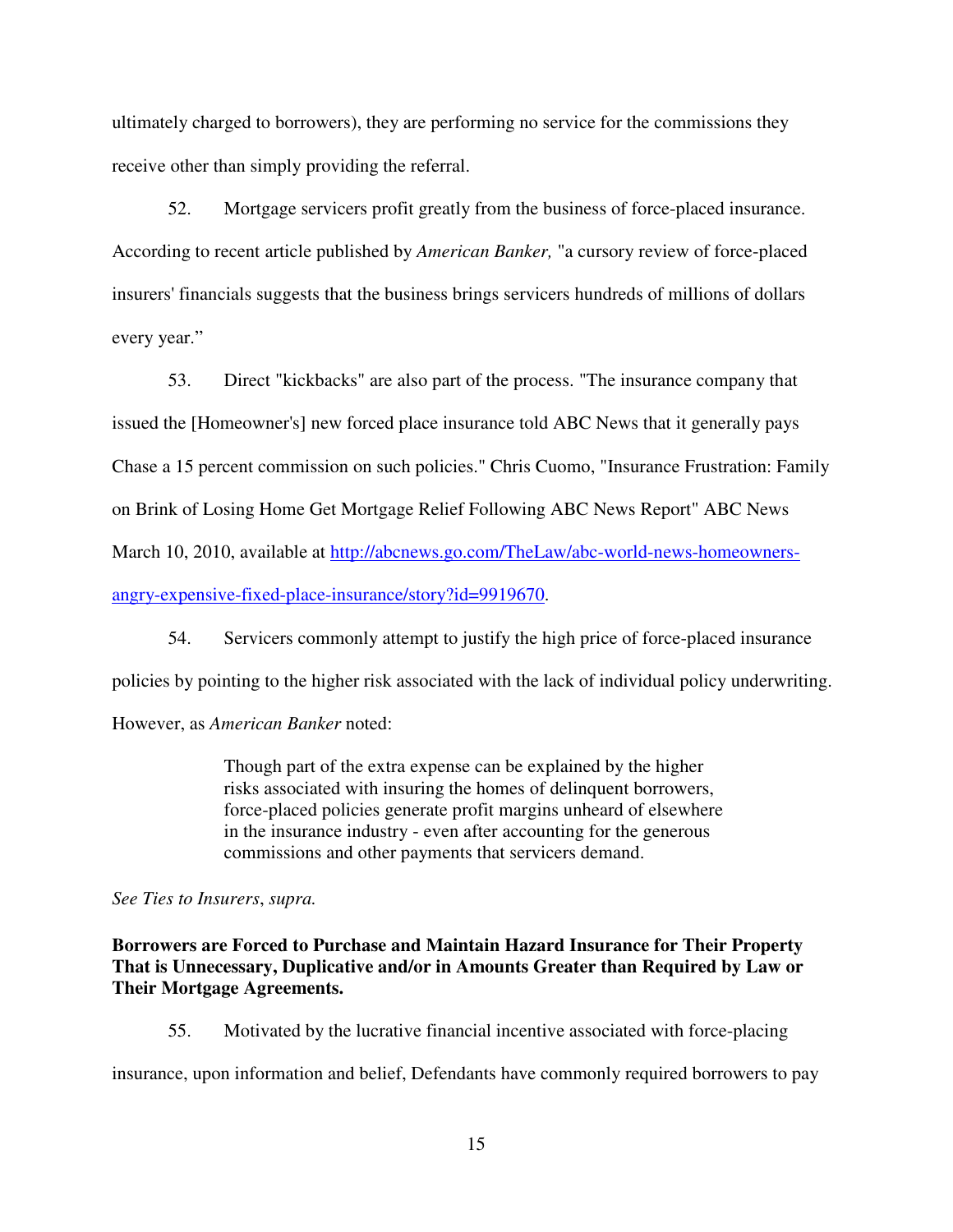ultimately charged to borrowers), they are performing no service for the commissions they receive other than simply providing the referral.

52. Mortgage servicers profit greatly from the business of force-placed insurance. According to recent article published by *American Banker,* "a cursory review of force-placed insurers' financials suggests that the business brings servicers hundreds of millions of dollars every year."

53. Direct "kickbacks" are also part of the process. "The insurance company that issued the [Homeowner's] new forced place insurance told ABC News that it generally pays Chase a 15 percent commission on such policies." Chris Cuomo, "Insurance Frustration: Family on Brink of Losing Home Get Mortgage Relief Following ABC News Report" ABC News March 10, 2010, available at [http://abcnews.go.com/TheLaw/abc-world-news-homeowners-angry-expensive-fixed-place-insurance/story?id=9919670](http://abcnews.go.com/TheLaw/abc-world-news-homeowners-angry-expensive-fixed-place-insurance/story?id=9919670).

54. Servicers commonly attempt to justify the high price of force-placed insurance policies by pointing to the higher risk associated with the lack of individual policy underwriting. However, as *American Banker* noted:

> Though part of the extra expense can be explained by the higher risks associated with insuring the homes of delinquent borrowers, force-placed policies generate profit margins unheard of elsewhere in the insurance industry - even after accounting for the generous commissions and other payments that servicers demand.

*See Ties to Insurers*, *supra.*

**Borrowers are Forced to Purchase and Maintain Hazard Insurance for Their Property That is Unnecessary, Duplicative and/or in Amounts Greater than Required by Law or Their Mortgage Agreements.**

55. Motivated by the lucrative financial incentive associated with force-placing insurance, upon information and belief, Defendants have commonly required borrowers to pay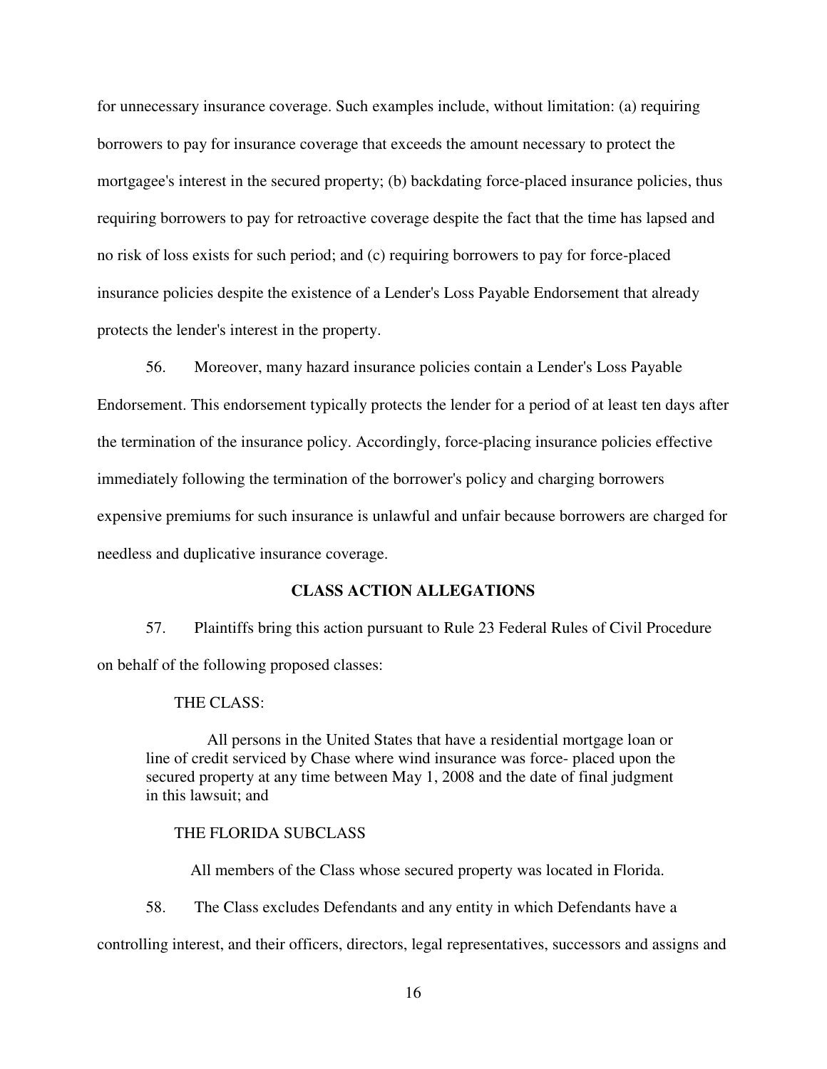for unnecessary insurance coverage. Such examples include, without limitation: (a) requiring borrowers to pay for insurance coverage that exceeds the amount necessary to protect the mortgagee's interest in the secured property; (b) backdating force-placed insurance policies, thus requiring borrowers to pay for retroactive coverage despite the fact that the time has lapsed and no risk of loss exists for such period; and (c) requiring borrowers to pay for force-placed insurance policies despite the existence of a Lender's Loss Payable Endorsement that already protects the lender's interest in the property.

56. Moreover, many hazard insurance policies contain a Lender's Loss Payable Endorsement. This endorsement typically protects the lender for a period of at least ten days after the termination of the insurance policy. Accordingly, force-placing insurance policies effective immediately following the termination of the borrower's policy and charging borrowers expensive premiums for such insurance is unlawful and unfair because borrowers are charged for needless and duplicative insurance coverage.

**CLASS ACTION ALLEGATIONS**

57. Plaintiffs bring this action pursuant to Rule 23 Federal Rules of Civil Procedure on behalf of the following proposed classes:

THE CLASS:

> All persons in the United States that have a residential mortgage loan or line of credit serviced by Chase where wind insurance was force- placed upon the secured property at any time between May 1, 2008 and the date of final judgment in this lawsuit; and

THE FLORIDA SUBCLASS

> All members of the Class whose secured property was located in Florida.

58. The Class excludes Defendants and any entity in which Defendants have a controlling interest, and their officers, directors, legal representatives, successors and assigns and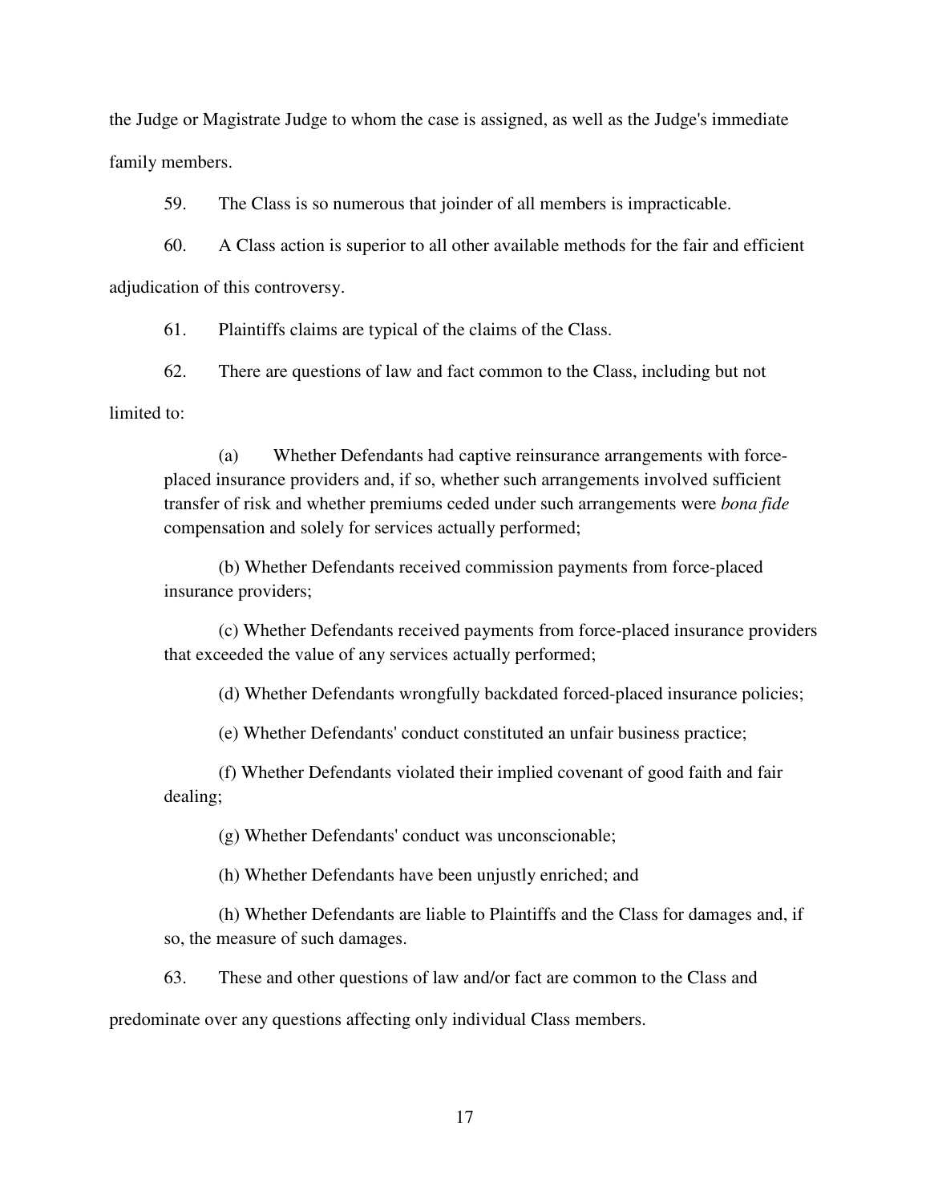the Judge or Magistrate Judge to whom the case is assigned, as well as the Judge's immediate family members.

59. The Class is so numerous that joinder of all members is impracticable.

60. A Class action is superior to all other available methods for the fair and efficient adjudication of this controversy.

61. Plaintiffs claims are typical of the claims of the Class.

62. There are questions of law and fact common to the Class, including but not limited to:

> (a) Whether Defendants had captive reinsurance arrangements with force-placed insurance providers and, if so, whether such arrangements involved sufficient transfer of risk and whether premiums ceded under such arrangements were *bona fide* compensation and solely for services actually performed;
>
> (b) Whether Defendants received commission payments from force-placed insurance providers;
>
> (c) Whether Defendants received payments from force-placed insurance providers that exceeded the value of any services actually performed;
>
> (d) Whether Defendants wrongfully backdated forced-placed insurance policies;
>
> (e) Whether Defendants' conduct constituted an unfair business practice;
>
> (f) Whether Defendants violated their implied covenant of good faith and fair dealing;
>
> (g) Whether Defendants' conduct was unconscionable;
>
> (h) Whether Defendants have been unjustly enriched; and
>
> (h) Whether Defendants are liable to Plaintiffs and the Class for damages and, if so, the measure of such damages.

63. These and other questions of law and/or fact are common to the Class and predominate over any questions affecting only individual Class members.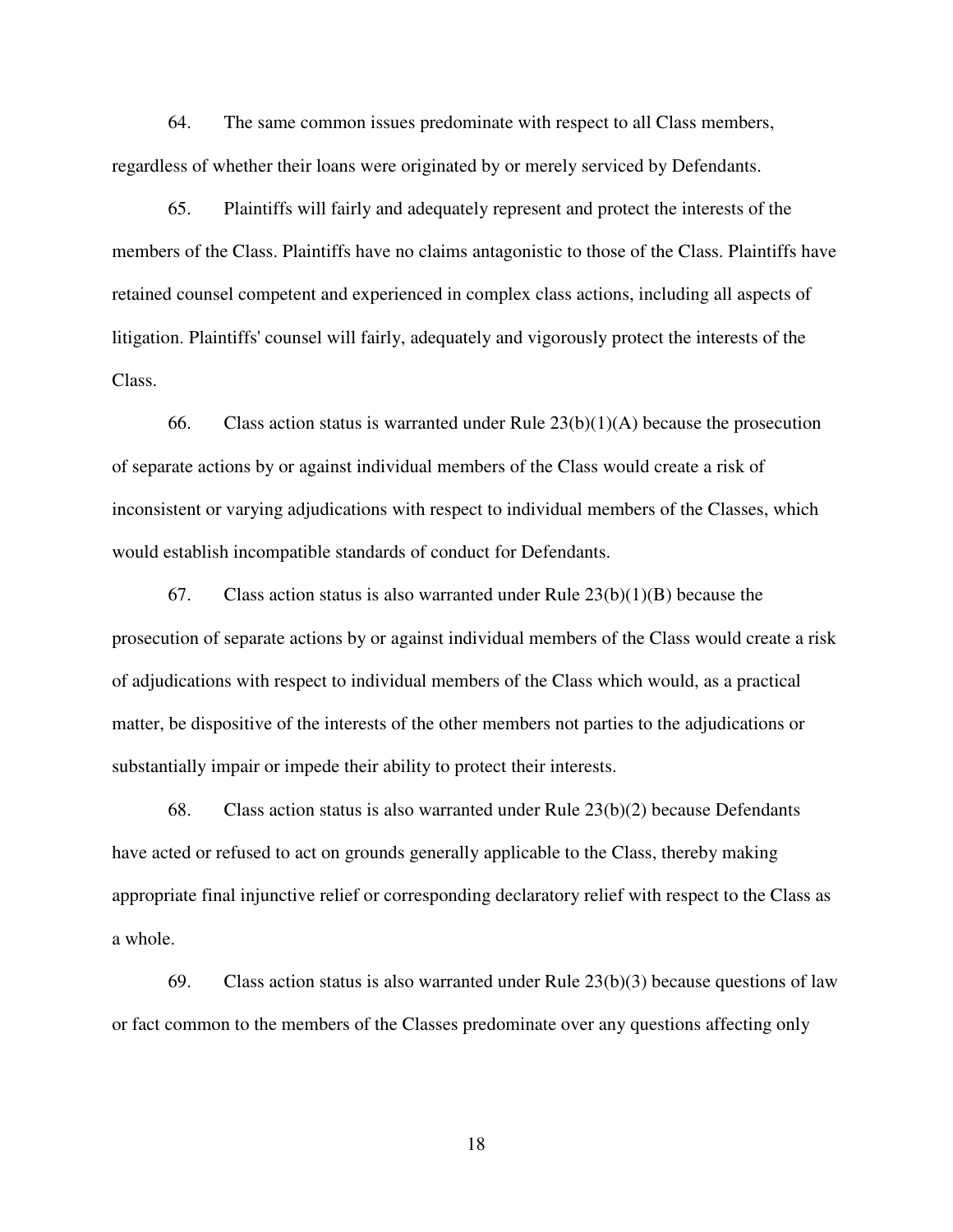64. The same common issues predominate with respect to all Class members, regardless of whether their loans were originated by or merely serviced by Defendants.

65. Plaintiffs will fairly and adequately represent and protect the interests of the members of the Class. Plaintiffs have no claims antagonistic to those of the Class. Plaintiffs have retained counsel competent and experienced in complex class actions, including all aspects of litigation. Plaintiffs' counsel will fairly, adequately and vigorously protect the interests of the Class.

66. Class action status is warranted under Rule 23(b)(1)(A) because the prosecution of separate actions by or against individual members of the Class would create a risk of inconsistent or varying adjudications with respect to individual members of the Classes, which would establish incompatible standards of conduct for Defendants.

67. Class action status is also warranted under Rule 23(b)(1)(B) because the prosecution of separate actions by or against individual members of the Class would create a risk of adjudications with respect to individual members of the Class which would, as a practical matter, be dispositive of the interests of the other members not parties to the adjudications or substantially impair or impede their ability to protect their interests.

68. Class action status is also warranted under Rule 23(b)(2) because Defendants have acted or refused to act on grounds generally applicable to the Class, thereby making appropriate final injunctive relief or corresponding declaratory relief with respect to the Class as a whole.

69. Class action status is also warranted under Rule 23(b)(3) because questions of law or fact common to the members of the Classes predominate over any questions affecting only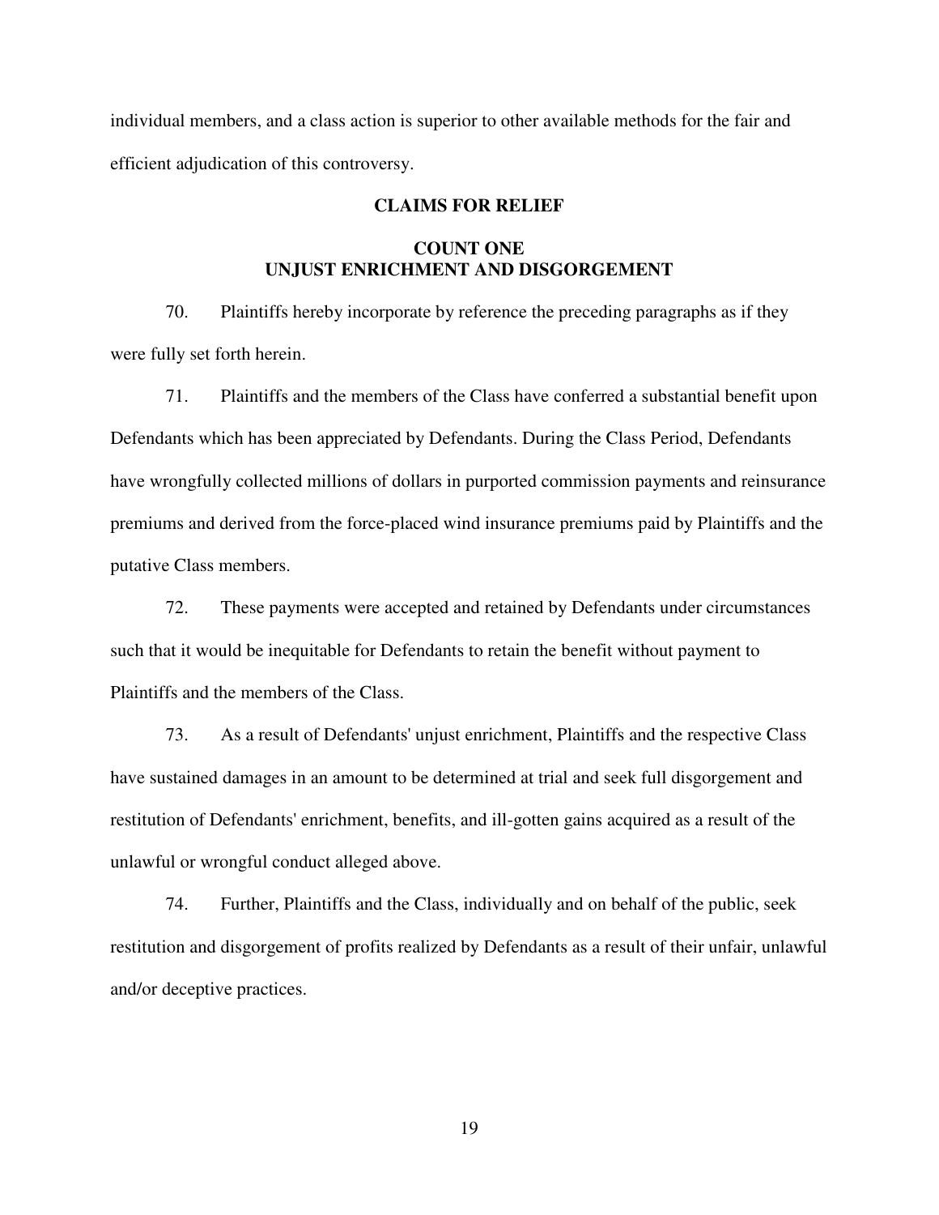individual members, and a class action is superior to other available methods for the fair and efficient adjudication of this controversy.

## CLAIMS FOR RELIEF

### COUNT ONE
### UNJUST ENRICHMENT AND DISGORGEMENT

70. Plaintiffs hereby incorporate by reference the preceding paragraphs as if they were fully set forth herein.

71. Plaintiffs and the members of the Class have conferred a substantial benefit upon Defendants which has been appreciated by Defendants. During the Class Period, Defendants have wrongfully collected millions of dollars in purported commission payments and reinsurance premiums and derived from the force-placed wind insurance premiums paid by Plaintiffs and the putative Class members.

72. These payments were accepted and retained by Defendants under circumstances such that it would be inequitable for Defendants to retain the benefit without payment to Plaintiffs and the members of the Class.

73. As a result of Defendants' unjust enrichment, Plaintiffs and the respective Class have sustained damages in an amount to be determined at trial and seek full disgorgement and restitution of Defendants' enrichment, benefits, and ill-gotten gains acquired as a result of the unlawful or wrongful conduct alleged above.

74. Further, Plaintiffs and the Class, individually and on behalf of the public, seek restitution and disgorgement of profits realized by Defendants as a result of their unfair, unlawful and/or deceptive practices.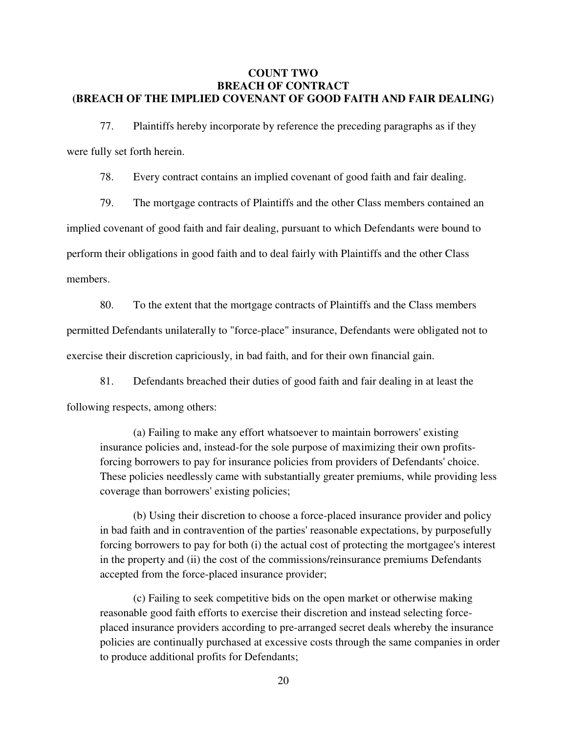**COUNT TWO**
**BREACH OF CONTRACT**
**(BREACH OF THE IMPLIED COVENANT OF GOOD FAITH AND FAIR DEALING)**

77. Plaintiffs hereby incorporate by reference the preceding paragraphs as if they were fully set forth herein.

78. Every contract contains an implied covenant of good faith and fair dealing.

79. The mortgage contracts of Plaintiffs and the other Class members contained an implied covenant of good faith and fair dealing, pursuant to which Defendants were bound to perform their obligations in good faith and to deal fairly with Plaintiffs and the other Class members.

80. To the extent that the mortgage contracts of Plaintiffs and the Class members permitted Defendants unilaterally to "force-place" insurance, Defendants were obligated not to exercise their discretion capriciously, in bad faith, and for their own financial gain.

81. Defendants breached their duties of good faith and fair dealing in at least the following respects, among others:

(a) Failing to make any effort whatsoever to maintain borrowers' existing insurance policies and, instead-for the sole purpose of maximizing their own profits-forcing borrowers to pay for insurance policies from providers of Defendants' choice. These policies needlessly came with substantially greater premiums, while providing less coverage than borrowers' existing policies;

(b) Using their discretion to choose a force-placed insurance provider and policy in bad faith and in contravention of the parties' reasonable expectations, by purposefully forcing borrowers to pay for both (i) the actual cost of protecting the mortgagee's interest in the property and (ii) the cost of the commissions/reinsurance premiums Defendants accepted from the force-placed insurance provider;

(c) Failing to seek competitive bids on the open market or otherwise making reasonable good faith efforts to exercise their discretion and instead selecting force-placed insurance providers according to pre-arranged secret deals whereby the insurance policies are continually purchased at excessive costs through the same companies in order to produce additional profits for Defendants;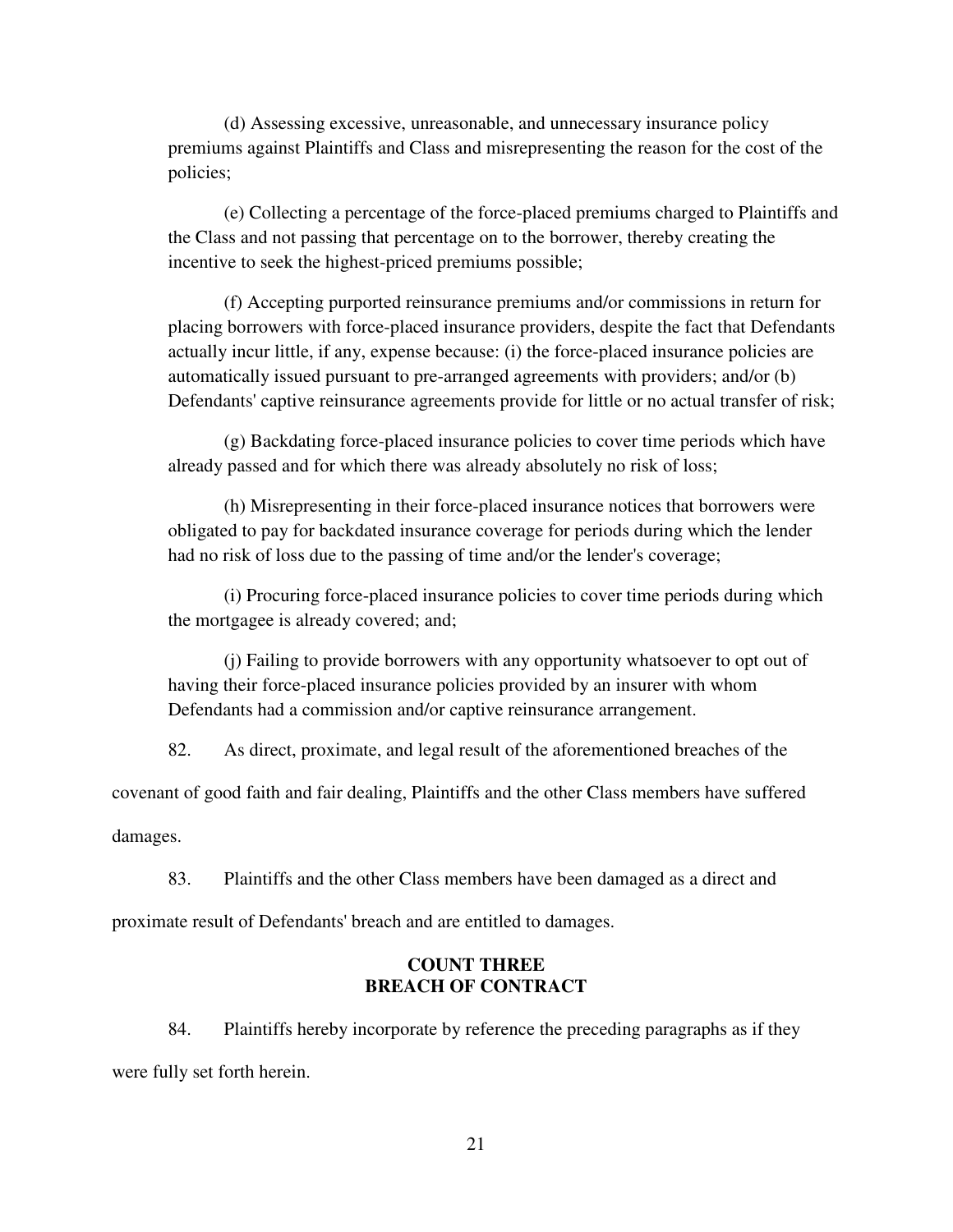(d) Assessing excessive, unreasonable, and unnecessary insurance policy premiums against Plaintiffs and Class and misrepresenting the reason for the cost of the policies;

(e) Collecting a percentage of the force-placed premiums charged to Plaintiffs and the Class and not passing that percentage on to the borrower, thereby creating the incentive to seek the highest-priced premiums possible;

(f) Accepting purported reinsurance premiums and/or commissions in return for placing borrowers with force-placed insurance providers, despite the fact that Defendants actually incur little, if any, expense because: (i) the force-placed insurance policies are automatically issued pursuant to pre-arranged agreements with providers; and/or (b) Defendants' captive reinsurance agreements provide for little or no actual transfer of risk;

(g) Backdating force-placed insurance policies to cover time periods which have already passed and for which there was already absolutely no risk of loss;

(h) Misrepresenting in their force-placed insurance notices that borrowers were obligated to pay for backdated insurance coverage for periods during which the lender had no risk of loss due to the passing of time and/or the lender's coverage;

(i) Procuring force-placed insurance policies to cover time periods during which the mortgagee is already covered; and;

(j) Failing to provide borrowers with any opportunity whatsoever to opt out of having their force-placed insurance policies provided by an insurer with whom Defendants had a commission and/or captive reinsurance arrangement.

82. As direct, proximate, and legal result of the aforementioned breaches of the covenant of good faith and fair dealing, Plaintiffs and the other Class members have suffered damages.

83. Plaintiffs and the other Class members have been damaged as a direct and proximate result of Defendants' breach and are entitled to damages.

## COUNT THREE
## BREACH OF CONTRACT

84. Plaintiffs hereby incorporate by reference the preceding paragraphs as if they were fully set forth herein.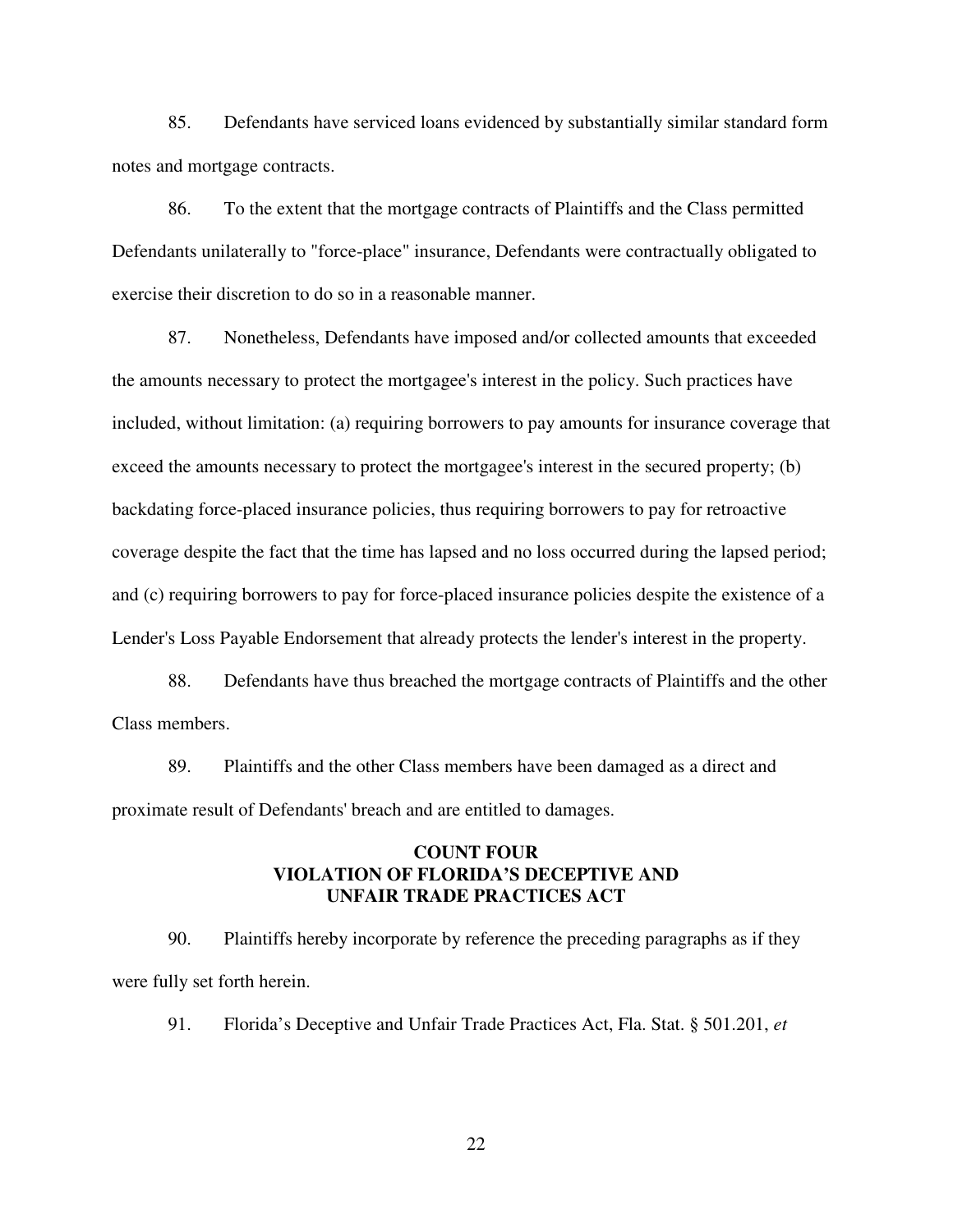85. Defendants have serviced loans evidenced by substantially similar standard form notes and mortgage contracts.

86. To the extent that the mortgage contracts of Plaintiffs and the Class permitted Defendants unilaterally to "force-place" insurance, Defendants were contractually obligated to exercise their discretion to do so in a reasonable manner.

87. Nonetheless, Defendants have imposed and/or collected amounts that exceeded the amounts necessary to protect the mortgagee's interest in the policy. Such practices have included, without limitation: (a) requiring borrowers to pay amounts for insurance coverage that exceed the amounts necessary to protect the mortgagee's interest in the secured property; (b) backdating force-placed insurance policies, thus requiring borrowers to pay for retroactive coverage despite the fact that the time has lapsed and no loss occurred during the lapsed period; and (c) requiring borrowers to pay for force-placed insurance policies despite the existence of a Lender's Loss Payable Endorsement that already protects the lender's interest in the property.

88. Defendants have thus breached the mortgage contracts of Plaintiffs and the other Class members.

89. Plaintiffs and the other Class members have been damaged as a direct and proximate result of Defendants' breach and are entitled to damages.

**COUNT FOUR**
**VIOLATION OF FLORIDA'S DECEPTIVE AND UNFAIR TRADE PRACTICES ACT**

90. Plaintiffs hereby incorporate by reference the preceding paragraphs as if they were fully set forth herein.

91. Florida's Deceptive and Unfair Trade Practices Act, Fla. Stat. § 501.201, *et*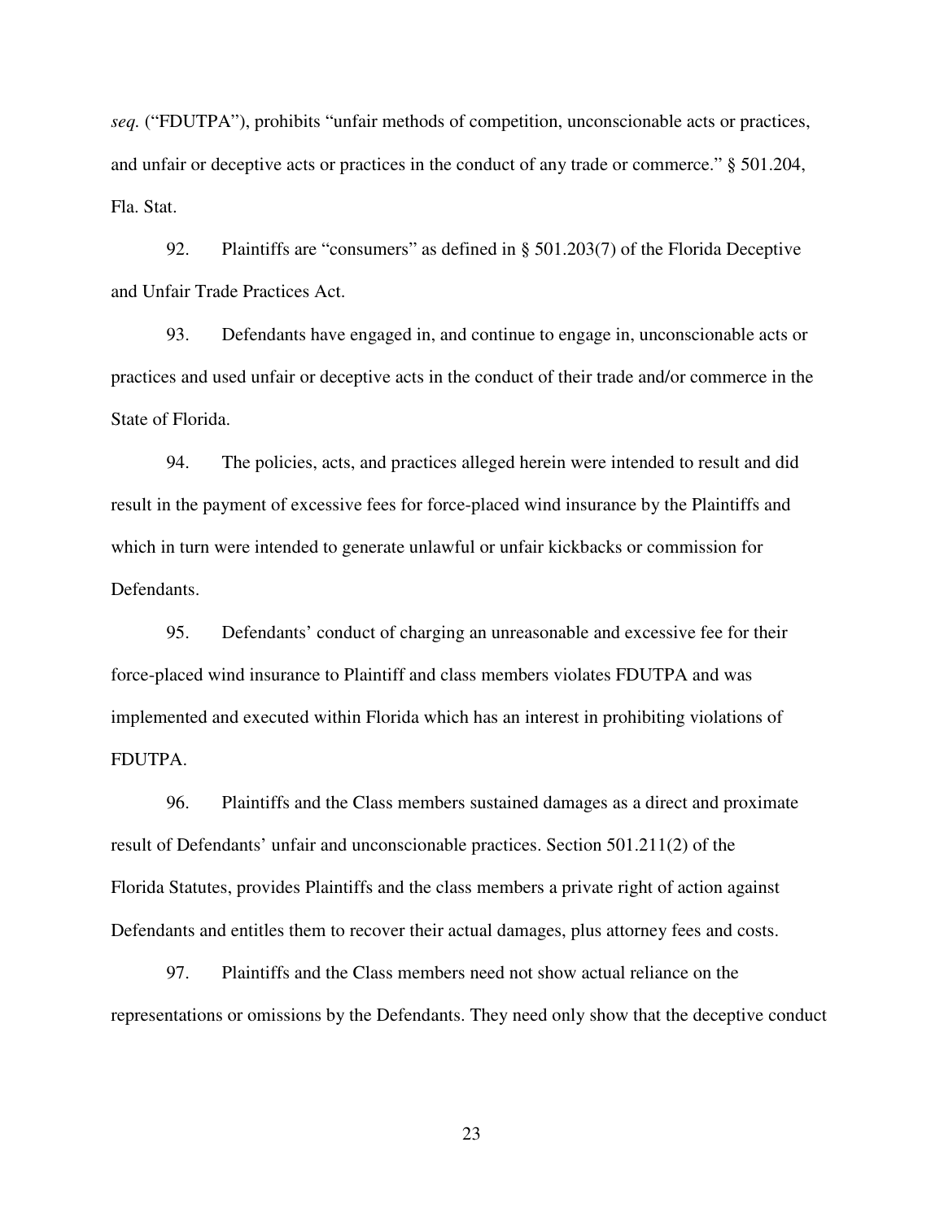*seq.* ("FDUTPA"), prohibits "unfair methods of competition, unconscionable acts or practices, and unfair or deceptive acts or practices in the conduct of any trade or commerce." § 501.204, Fla. Stat.

92. Plaintiffs are "consumers" as defined in § 501.203(7) of the Florida Deceptive and Unfair Trade Practices Act.

93. Defendants have engaged in, and continue to engage in, unconscionable acts or practices and used unfair or deceptive acts in the conduct of their trade and/or commerce in the State of Florida.

94. The policies, acts, and practices alleged herein were intended to result and did result in the payment of excessive fees for force-placed wind insurance by the Plaintiffs and which in turn were intended to generate unlawful or unfair kickbacks or commission for Defendants.

95. Defendants' conduct of charging an unreasonable and excessive fee for their force-placed wind insurance to Plaintiff and class members violates FDUTPA and was implemented and executed within Florida which has an interest in prohibiting violations of FDUTPA.

96. Plaintiffs and the Class members sustained damages as a direct and proximate result of Defendants' unfair and unconscionable practices. Section 501.211(2) of the Florida Statutes, provides Plaintiffs and the class members a private right of action against Defendants and entitles them to recover their actual damages, plus attorney fees and costs.

97. Plaintiffs and the Class members need not show actual reliance on the representations or omissions by the Defendants. They need only show that the deceptive conduct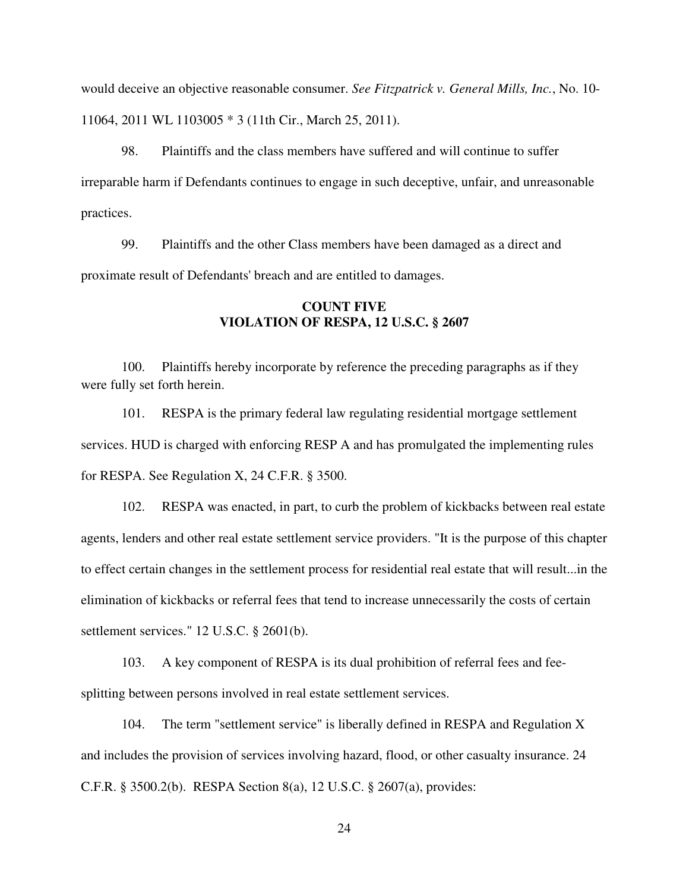would deceive an objective reasonable consumer. *See Fitzpatrick v. General Mills, Inc.*, No. 10-11064, 2011 WL 1103005 * 3 (11th Cir., March 25, 2011).

98. Plaintiffs and the class members have suffered and will continue to suffer irreparable harm if Defendants continues to engage in such deceptive, unfair, and unreasonable practices.

99. Plaintiffs and the other Class members have been damaged as a direct and proximate result of Defendants' breach and are entitled to damages.

**COUNT FIVE**
**VIOLATION OF RESPA, 12 U.S.C. § 2607**

100. Plaintiffs hereby incorporate by reference the preceding paragraphs as if they were fully set forth herein.

101. RESPA is the primary federal law regulating residential mortgage settlement services. HUD is charged with enforcing RESP A and has promulgated the implementing rules for RESPA. See Regulation X, 24 C.F.R. § 3500.

102. RESPA was enacted, in part, to curb the problem of kickbacks between real estate agents, lenders and other real estate settlement service providers. "It is the purpose of this chapter to effect certain changes in the settlement process for residential real estate that will result...in the elimination of kickbacks or referral fees that tend to increase unnecessarily the costs of certain settlement services." 12 U.S.C. § 2601(b).

103. A key component of RESPA is its dual prohibition of referral fees and fee-splitting between persons involved in real estate settlement services.

104. The term "settlement service" is liberally defined in RESPA and Regulation X and includes the provision of services involving hazard, flood, or other casualty insurance. 24 C.F.R. § 3500.2(b). RESPA Section 8(a), 12 U.S.C. § 2607(a), provides: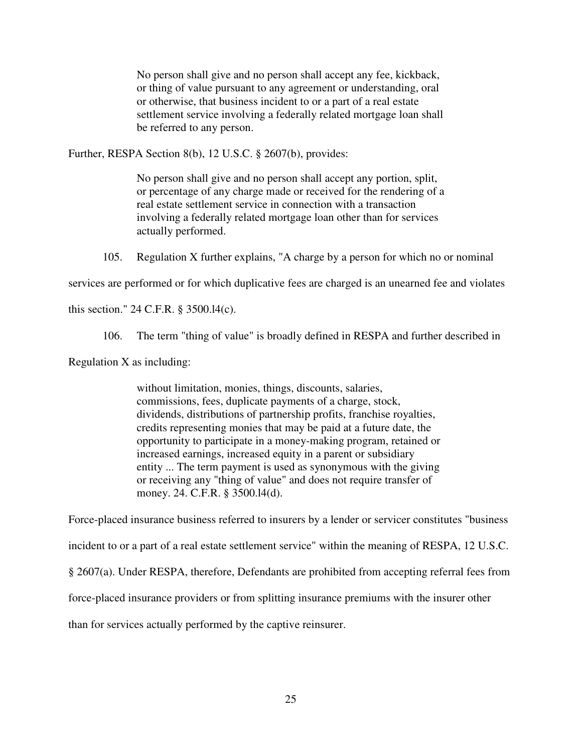> No person shall give and no person shall accept any fee, kickback, or thing of value pursuant to any agreement or understanding, oral or otherwise, that business incident to or a part of a real estate settlement service involving a federally related mortgage loan shall be referred to any person.

Further, RESPA Section 8(b), 12 U.S.C. § 2607(b), provides:

> No person shall give and no person shall accept any portion, split, or percentage of any charge made or received for the rendering of a real estate settlement service in connection with a transaction involving a federally related mortgage loan other than for services actually performed.

105. Regulation X further explains, "A charge by a person for which no or nominal services are performed or for which duplicative fees are charged is an unearned fee and violates this section." 24 C.F.R. § 3500.l4(c).

106. The term "thing of value" is broadly defined in RESPA and further described in Regulation X as including:

> without limitation, monies, things, discounts, salaries, commissions, fees, duplicate payments of a charge, stock, dividends, distributions of partnership profits, franchise royalties, credits representing monies that may be paid at a future date, the opportunity to participate in a money-making program, retained or increased earnings, increased equity in a parent or subsidiary entity ... The term payment is used as synonymous with the giving or receiving any "thing of value" and does not require transfer of money. 24. C.F.R. § 3500.l4(d).

Force-placed insurance business referred to insurers by a lender or servicer constitutes "business incident to or a part of a real estate settlement service" within the meaning of RESPA, 12 U.S.C. § 2607(a). Under RESPA, therefore, Defendants are prohibited from accepting referral fees from force-placed insurance providers or from splitting insurance premiums with the insurer other than for services actually performed by the captive reinsurer.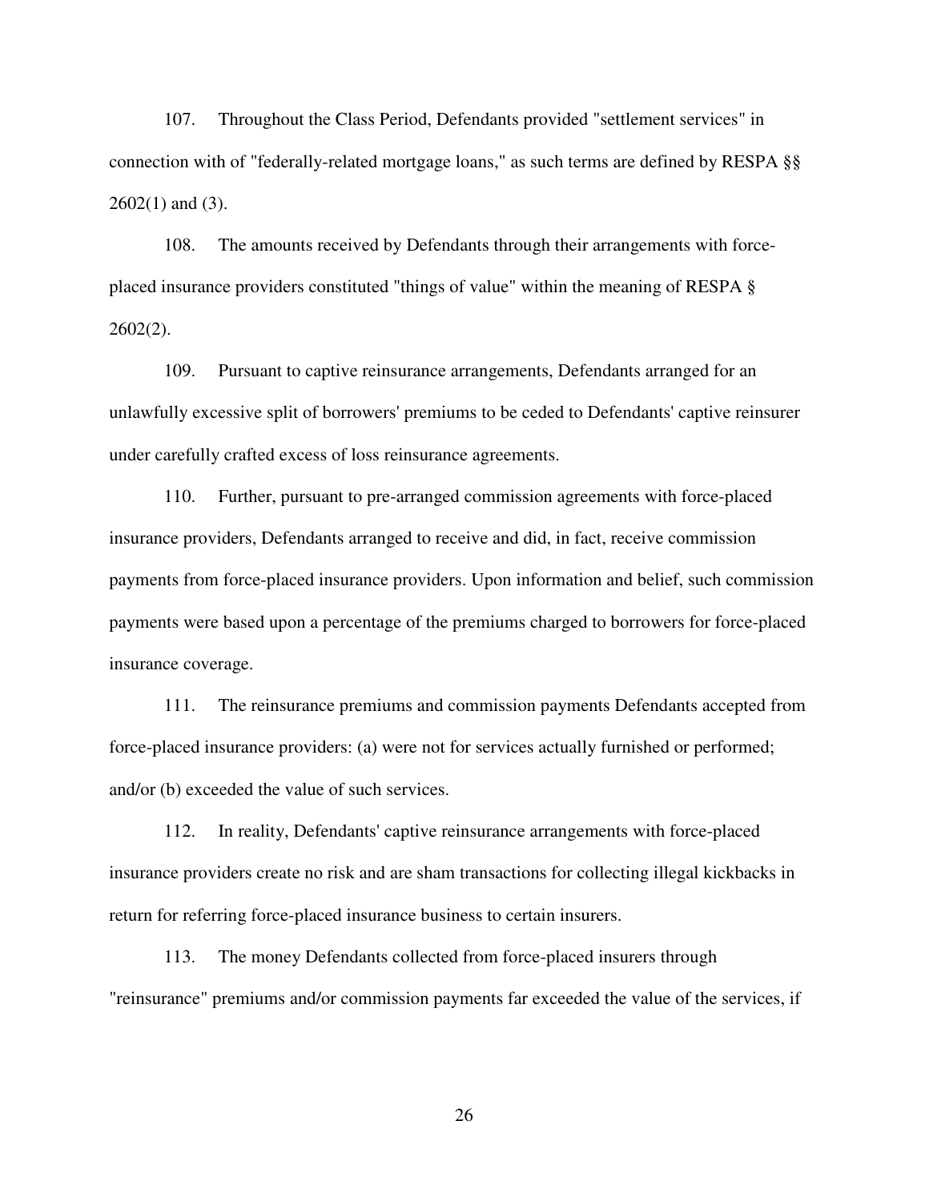107. Throughout the Class Period, Defendants provided "settlement services" in connection with of "federally-related mortgage loans," as such terms are defined by RESPA §§ 2602(1) and (3).

108. The amounts received by Defendants through their arrangements with force-placed insurance providers constituted "things of value" within the meaning of RESPA § 2602(2).

109. Pursuant to captive reinsurance arrangements, Defendants arranged for an unlawfully excessive split of borrowers' premiums to be ceded to Defendants' captive reinsurer under carefully crafted excess of loss reinsurance agreements.

110. Further, pursuant to pre-arranged commission agreements with force-placed insurance providers, Defendants arranged to receive and did, in fact, receive commission payments from force-placed insurance providers. Upon information and belief, such commission payments were based upon a percentage of the premiums charged to borrowers for force-placed insurance coverage.

111. The reinsurance premiums and commission payments Defendants accepted from force-placed insurance providers: (a) were not for services actually furnished or performed; and/or (b) exceeded the value of such services.

112. In reality, Defendants' captive reinsurance arrangements with force-placed insurance providers create no risk and are sham transactions for collecting illegal kickbacks in return for referring force-placed insurance business to certain insurers.

113. The money Defendants collected from force-placed insurers through "reinsurance" premiums and/or commission payments far exceeded the value of the services, if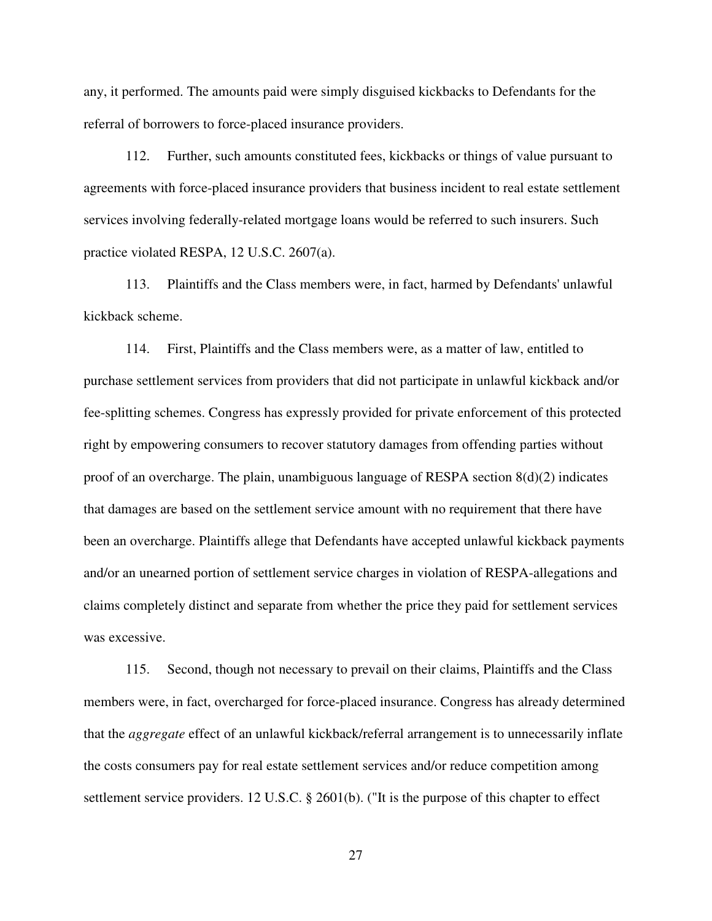any, it performed. The amounts paid were simply disguised kickbacks to Defendants for the referral of borrowers to force-placed insurance providers.

112. Further, such amounts constituted fees, kickbacks or things of value pursuant to agreements with force-placed insurance providers that business incident to real estate settlement services involving federally-related mortgage loans would be referred to such insurers. Such practice violated RESPA, 12 U.S.C. 2607(a).

113. Plaintiffs and the Class members were, in fact, harmed by Defendants' unlawful kickback scheme.

114. First, Plaintiffs and the Class members were, as a matter of law, entitled to purchase settlement services from providers that did not participate in unlawful kickback and/or fee-splitting schemes. Congress has expressly provided for private enforcement of this protected right by empowering consumers to recover statutory damages from offending parties without proof of an overcharge. The plain, unambiguous language of RESPA section 8(d)(2) indicates that damages are based on the settlement service amount with no requirement that there have been an overcharge. Plaintiffs allege that Defendants have accepted unlawful kickback payments and/or an unearned portion of settlement service charges in violation of RESPA-allegations and claims completely distinct and separate from whether the price they paid for settlement services was excessive.

115. Second, though not necessary to prevail on their claims, Plaintiffs and the Class members were, in fact, overcharged for force-placed insurance. Congress has already determined that the *aggregate* effect of an unlawful kickback/referral arrangement is to unnecessarily inflate the costs consumers pay for real estate settlement services and/or reduce competition among settlement service providers. 12 U.S.C. § 2601(b). ("It is the purpose of this chapter to effect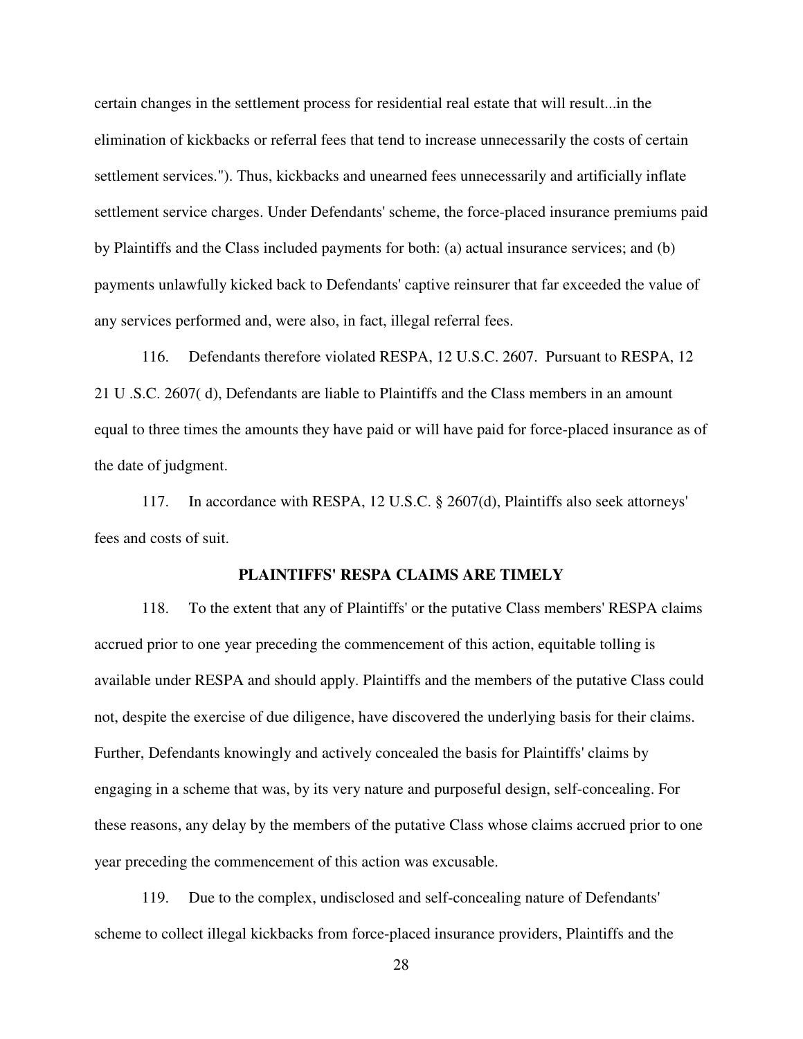certain changes in the settlement process for residential real estate that will result...in the elimination of kickbacks or referral fees that tend to increase unnecessarily the costs of certain settlement services."). Thus, kickbacks and unearned fees unnecessarily and artificially inflate settlement service charges. Under Defendants' scheme, the force-placed insurance premiums paid by Plaintiffs and the Class included payments for both: (a) actual insurance services; and (b) payments unlawfully kicked back to Defendants' captive reinsurer that far exceeded the value of any services performed and, were also, in fact, illegal referral fees.

116. Defendants therefore violated RESPA, 12 U.S.C. 2607. Pursuant to RESPA, 12 21 U .S.C. 2607( d), Defendants are liable to Plaintiffs and the Class members in an amount equal to three times the amounts they have paid or will have paid for force-placed insurance as of the date of judgment.

117. In accordance with RESPA, 12 U.S.C. § 2607(d), Plaintiffs also seek attorneys' fees and costs of suit.

**PLAINTIFFS' RESPA CLAIMS ARE TIMELY**

118. To the extent that any of Plaintiffs' or the putative Class members' RESPA claims accrued prior to one year preceding the commencement of this action, equitable tolling is available under RESPA and should apply. Plaintiffs and the members of the putative Class could not, despite the exercise of due diligence, have discovered the underlying basis for their claims. Further, Defendants knowingly and actively concealed the basis for Plaintiffs' claims by engaging in a scheme that was, by its very nature and purposeful design, self-concealing. For these reasons, any delay by the members of the putative Class whose claims accrued prior to one year preceding the commencement of this action was excusable.

119. Due to the complex, undisclosed and self-concealing nature of Defendants' scheme to collect illegal kickbacks from force-placed insurance providers, Plaintiffs and the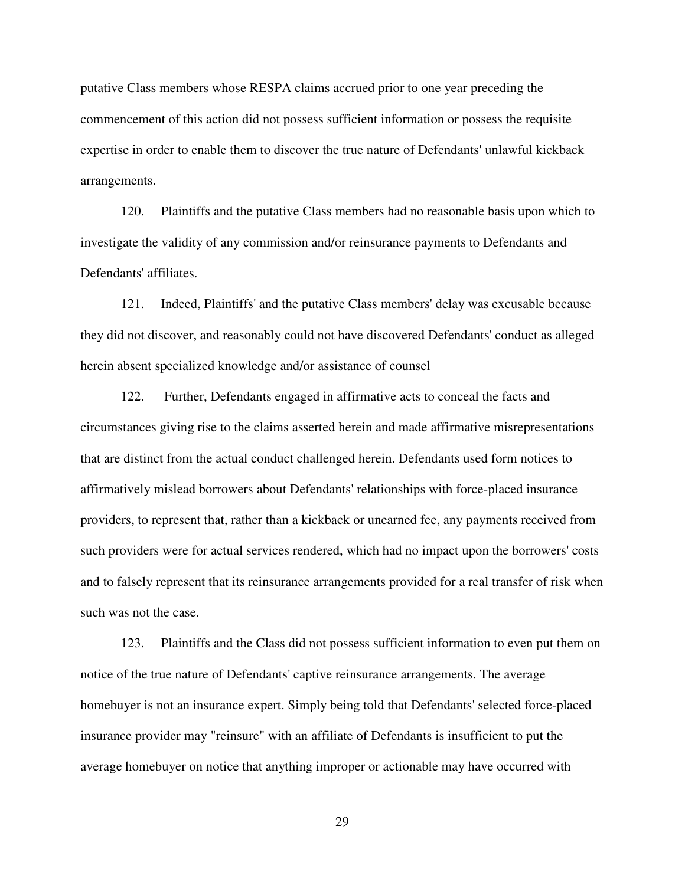putative Class members whose RESPA claims accrued prior to one year preceding the commencement of this action did not possess sufficient information or possess the requisite expertise in order to enable them to discover the true nature of Defendants' unlawful kickback arrangements.

120. Plaintiffs and the putative Class members had no reasonable basis upon which to investigate the validity of any commission and/or reinsurance payments to Defendants and Defendants' affiliates.

121. Indeed, Plaintiffs' and the putative Class members' delay was excusable because they did not discover, and reasonably could not have discovered Defendants' conduct as alleged herein absent specialized knowledge and/or assistance of counsel

122. Further, Defendants engaged in affirmative acts to conceal the facts and circumstances giving rise to the claims asserted herein and made affirmative misrepresentations that are distinct from the actual conduct challenged herein. Defendants used form notices to affirmatively mislead borrowers about Defendants' relationships with force-placed insurance providers, to represent that, rather than a kickback or unearned fee, any payments received from such providers were for actual services rendered, which had no impact upon the borrowers' costs and to falsely represent that its reinsurance arrangements provided for a real transfer of risk when such was not the case.

123. Plaintiffs and the Class did not possess sufficient information to even put them on notice of the true nature of Defendants' captive reinsurance arrangements. The average homebuyer is not an insurance expert. Simply being told that Defendants' selected force-placed insurance provider may "reinsure" with an affiliate of Defendants is insufficient to put the average homebuyer on notice that anything improper or actionable may have occurred with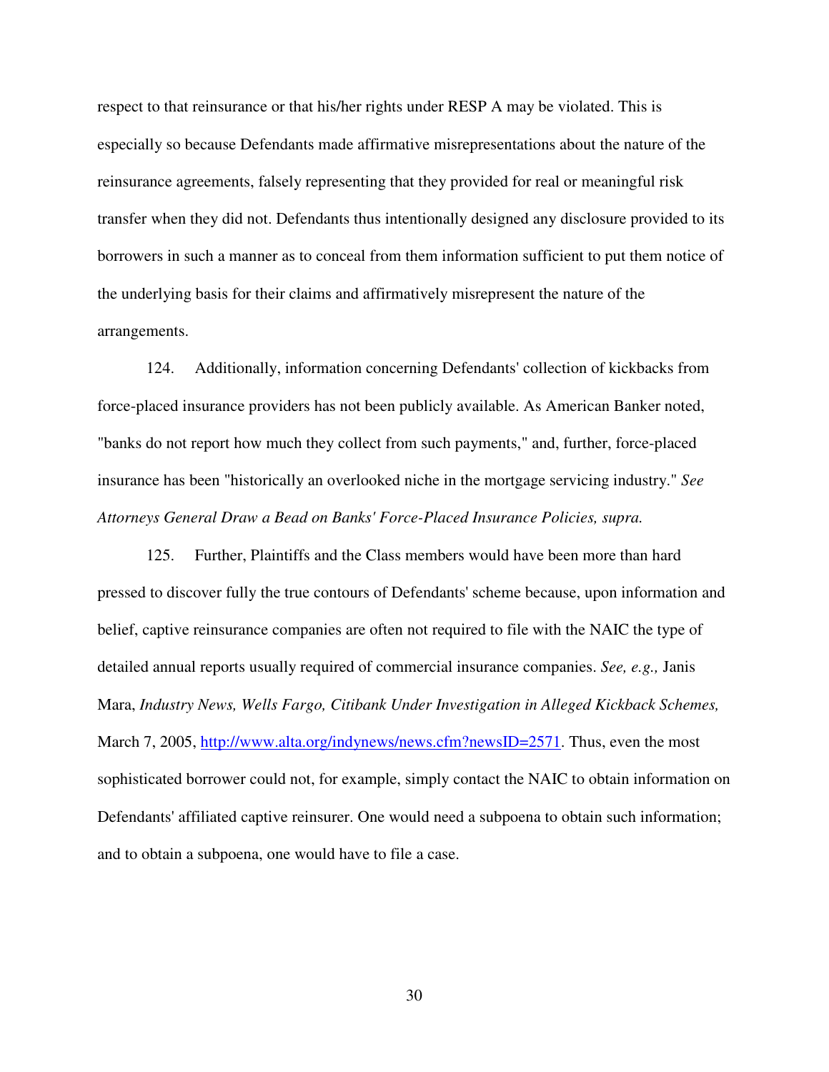respect to that reinsurance or that his/her rights under RESP A may be violated. This is especially so because Defendants made affirmative misrepresentations about the nature of the reinsurance agreements, falsely representing that they provided for real or meaningful risk transfer when they did not. Defendants thus intentionally designed any disclosure provided to its borrowers in such a manner as to conceal from them information sufficient to put them notice of the underlying basis for their claims and affirmatively misrepresent the nature of the arrangements.

124. Additionally, information concerning Defendants' collection of kickbacks from force-placed insurance providers has not been publicly available. As American Banker noted, "banks do not report how much they collect from such payments," and, further, force-placed insurance has been "historically an overlooked niche in the mortgage servicing industry." *See Attorneys General Draw a Bead on Banks' Force-Placed Insurance Policies, supra.*

125. Further, Plaintiffs and the Class members would have been more than hard pressed to discover fully the true contours of Defendants' scheme because, upon information and belief, captive reinsurance companies are often not required to file with the NAIC the type of detailed annual reports usually required of commercial insurance companies. *See, e.g.,* Janis Mara, *Industry News, Wells Fargo, Citibank Under Investigation in Alleged Kickback Schemes,* March 7, 2005, http://www.alta.org/indynews/news.cfm?newsID=2571. Thus, even the most sophisticated borrower could not, for example, simply contact the NAIC to obtain information on Defendants' affiliated captive reinsurer. One would need a subpoena to obtain such information; and to obtain a subpoena, one would have to file a case.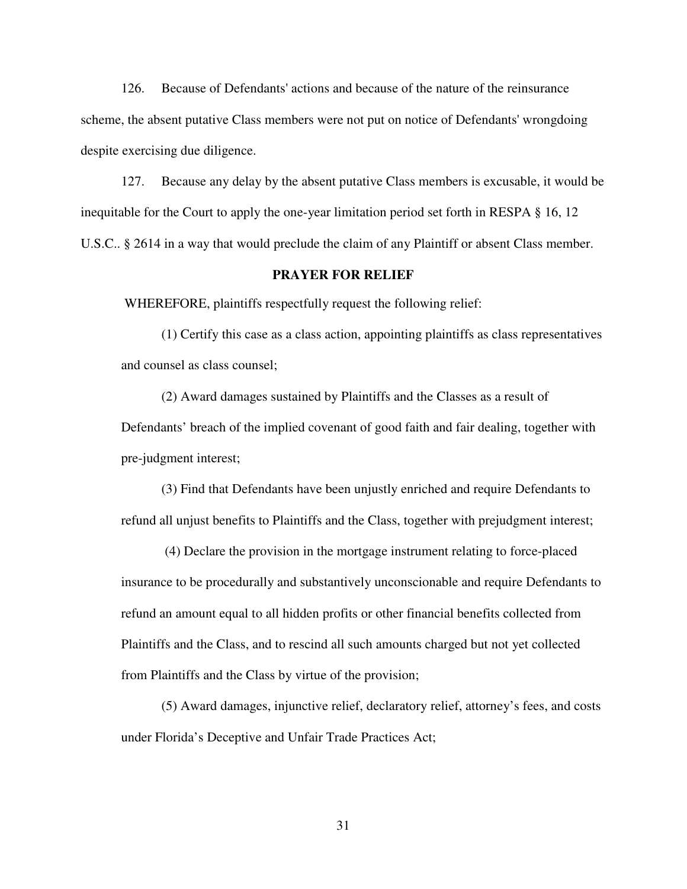126. Because of Defendants' actions and because of the nature of the reinsurance scheme, the absent putative Class members were not put on notice of Defendants' wrongdoing despite exercising due diligence.

127. Because any delay by the absent putative Class members is excusable, it would be inequitable for the Court to apply the one-year limitation period set forth in RESPA § 16, 12 U.S.C.. § 2614 in a way that would preclude the claim of any Plaintiff or absent Class member.

**PRAYER FOR RELIEF**

WHEREFORE, plaintiffs respectfully request the following relief:

(1) Certify this case as a class action, appointing plaintiffs as class representatives and counsel as class counsel;

(2) Award damages sustained by Plaintiffs and the Classes as a result of Defendants' breach of the implied covenant of good faith and fair dealing, together with pre-judgment interest;

(3) Find that Defendants have been unjustly enriched and require Defendants to refund all unjust benefits to Plaintiffs and the Class, together with prejudgment interest;

(4) Declare the provision in the mortgage instrument relating to force-placed insurance to be procedurally and substantively unconscionable and require Defendants to refund an amount equal to all hidden profits or other financial benefits collected from Plaintiffs and the Class, and to rescind all such amounts charged but not yet collected from Plaintiffs and the Class by virtue of the provision;

(5) Award damages, injunctive relief, declaratory relief, attorney's fees, and costs under Florida's Deceptive and Unfair Trade Practices Act;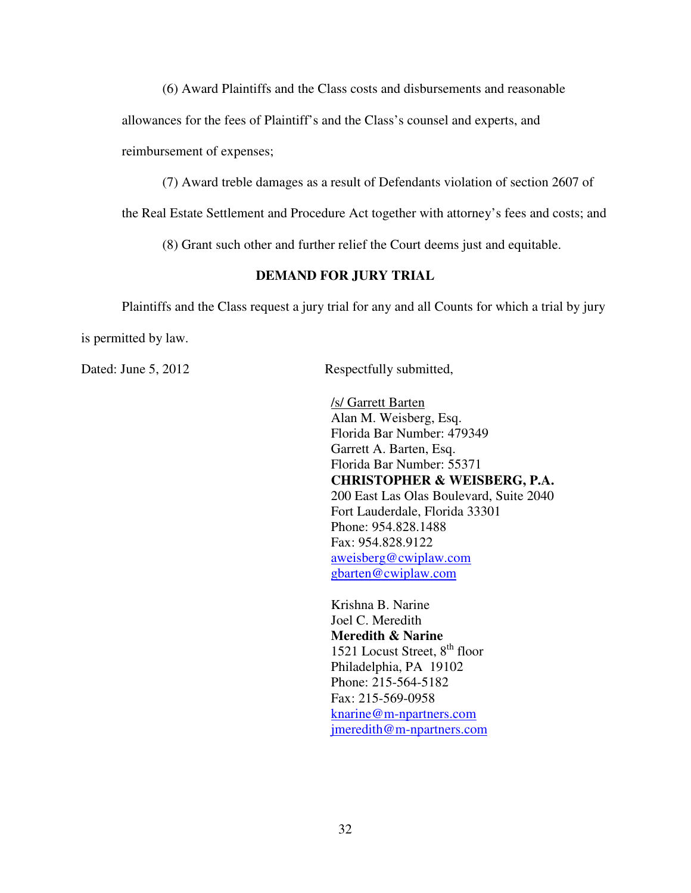(6) Award Plaintiffs and the Class costs and disbursements and reasonable allowances for the fees of Plaintiff's and the Class's counsel and experts, and reimbursement of expenses;

(7) Award treble damages as a result of Defendants violation of section 2607 of the Real Estate Settlement and Procedure Act together with attorney's fees and costs; and

(8) Grant such other and further relief the Court deems just and equitable.

**DEMAND FOR JURY TRIAL**

Plaintiffs and the Class request a jury trial for any and all Counts for which a trial by jury is permitted by law.

Dated: June 5, 2012

Respectfully submitted,

/s/ Garrett Barten
Alan M. Weisberg, Esq.
Florida Bar Number: 479349
Garrett A. Barten, Esq.
Florida Bar Number: 55371
**CHRISTOPHER & WEISBERG, P.A.**
200 East Las Olas Boulevard, Suite 2040
Fort Lauderdale, Florida 33301
Phone: 954.828.1488
Fax: 954.828.9122
aweisberg@cwiplaw.com
gbarten@cwiplaw.com

Krishna B. Narine
Joel C. Meredith
**Meredith & Narine**
1521 Locust Street, 8th floor
Philadelphia, PA 19102
Phone: 215-564-5182
Fax: 215-569-0958
knarine@m-npartners.com
jmeredith@m-npartners.com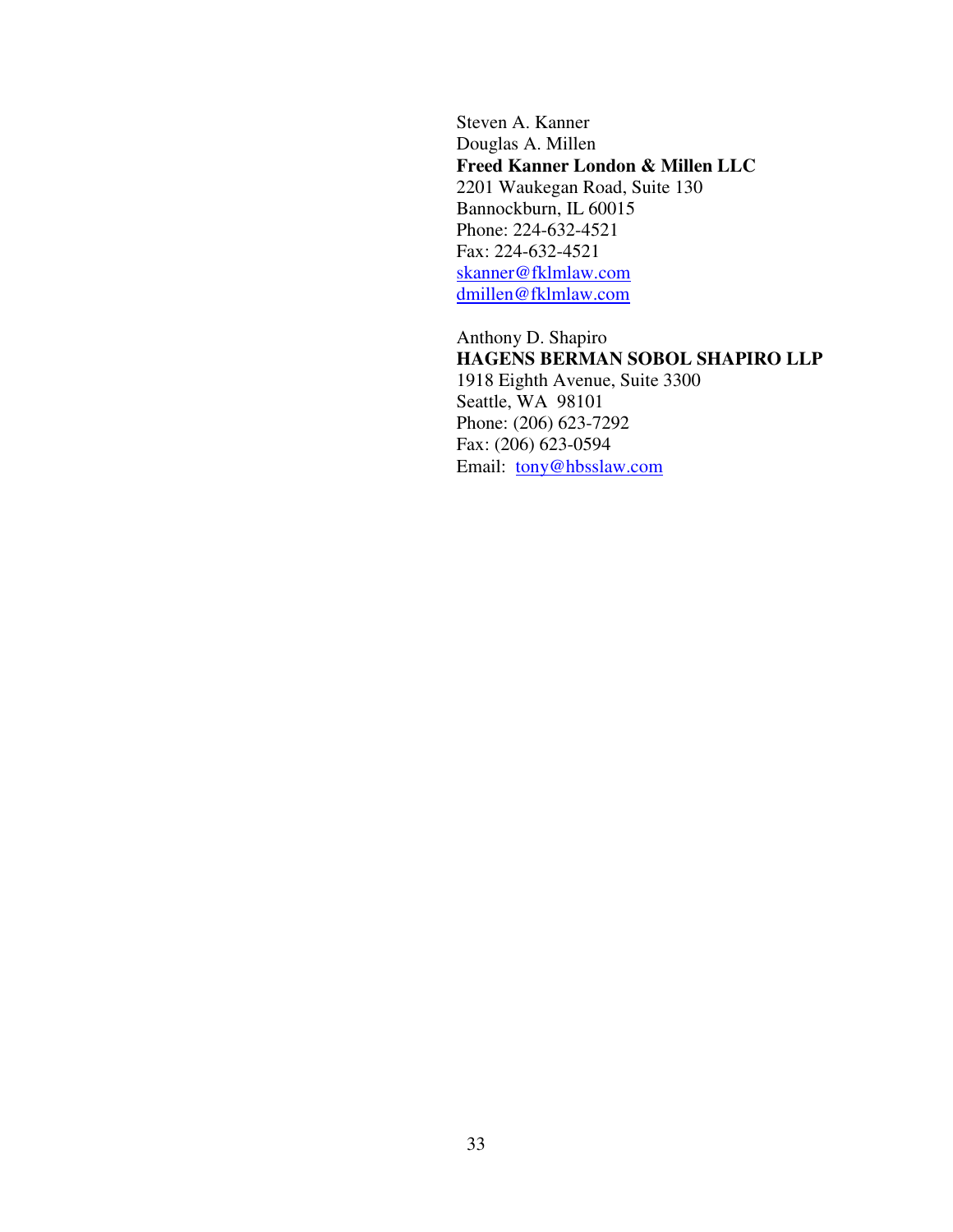Steven A. Kanner
Douglas A. Millen
**Freed Kanner London & Millen LLC**
2201 Waukegan Road, Suite 130
Bannockburn, IL 60015
Phone: 224-632-4521
Fax: 224-632-4521
skanner@fklmlaw.com
dmillen@fklmlaw.com

Anthony D. Shapiro
**HAGENS BERMAN SOBOL SHAPIRO LLP**
1918 Eighth Avenue, Suite 3300
Seattle, WA 98101
Phone: (206) 623-7292
Fax: (206) 623-0594
Email: tony@hbsslaw.com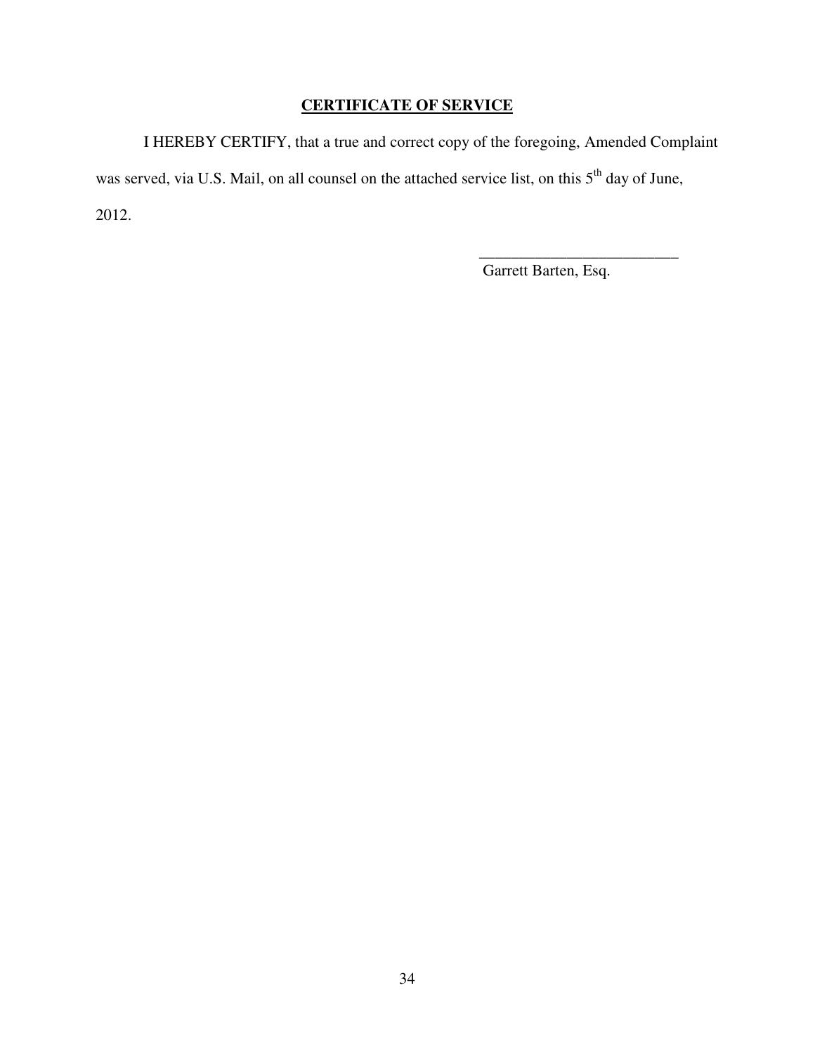## CERTIFICATE OF SERVICE

I HEREBY CERTIFY, that a true and correct copy of the foregoing, Amended Complaint was served, via U.S. Mail, on all counsel on the attached service list, on this 5th day of June, 2012.

_________________________
Garrett Barten, Esq.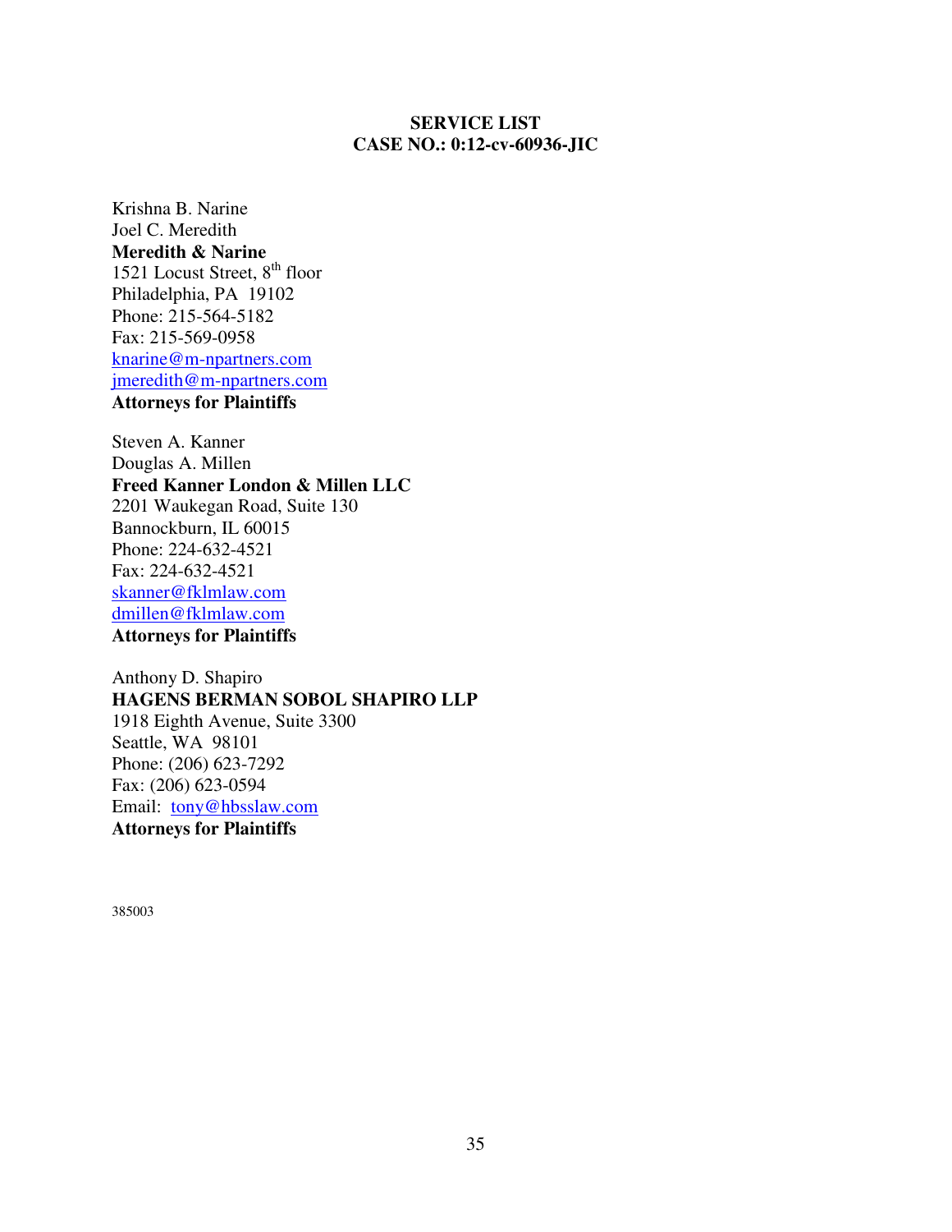**SERVICE LIST**
**CASE NO.: 0:12-cv-60936-JIC**

Krishna B. Narine
Joel C. Meredith
**Meredith & Narine**
1521 Locust Street, 8th floor
Philadelphia, PA 19102
Phone: 215-564-5182
Fax: 215-569-0958
knarine@m-npartners.com
jmeredith@m-npartners.com
**Attorneys for Plaintiffs**

Steven A. Kanner
Douglas A. Millen
**Freed Kanner London & Millen LLC**
2201 Waukegan Road, Suite 130
Bannockburn, IL 60015
Phone: 224-632-4521
Fax: 224-632-4521
skanner@fklmlaw.com
dmillen@fklmlaw.com
**Attorneys for Plaintiffs**

Anthony D. Shapiro
**HAGENS BERMAN SOBOL SHAPIRO LLP**
1918 Eighth Avenue, Suite 3300
Seattle, WA 98101
Phone: (206) 623-7292
Fax: (206) 623-0594
Email: tony@hbsslaw.com
**Attorneys for Plaintiffs**

385003